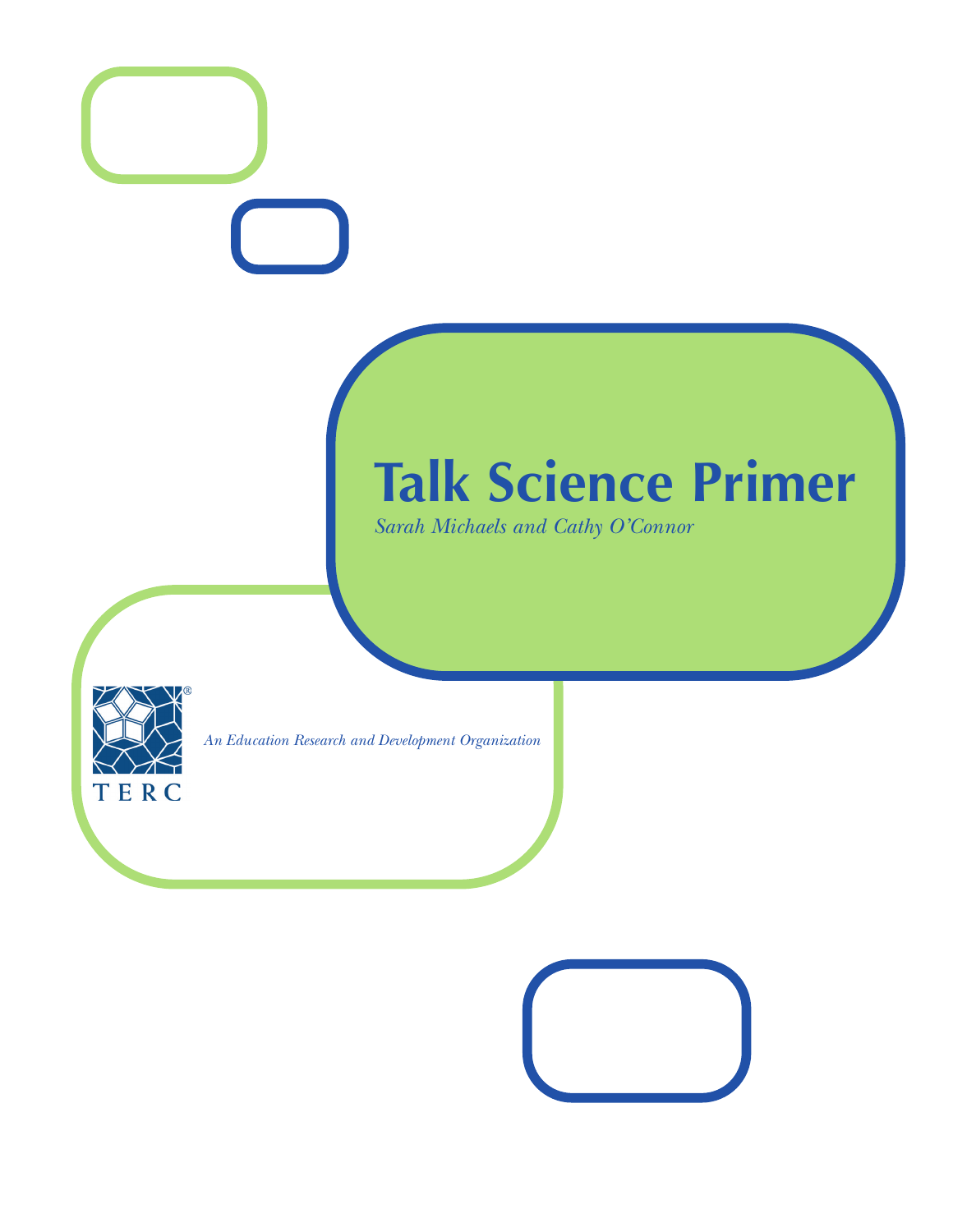# Talk Science Primer

*Sarah Michaels and Cathy O'Connor*

TERC

*An Education Research and Development Organization*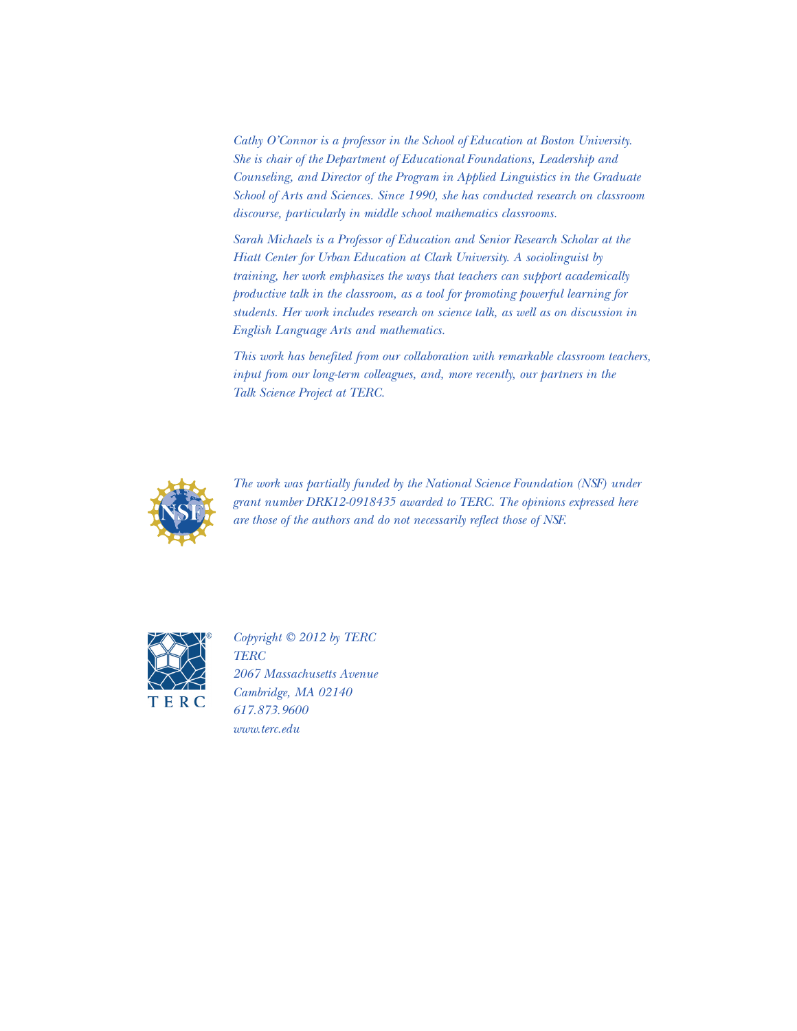*Cathy O'Connor is a professor in the School of Education at Boston University. She is chair of the Department of Educational Foundations, Leadership and Counseling, and Director of the Program in Applied Linguistics in the Graduate School of Arts and Sciences. Since 1990, she has conducted research on classroom discourse, particularly in middle school mathematics classrooms.*

*Sarah Michaels is a Professor of Education and Senior Research Scholar at the Hiatt Center for Urban Education at Clark University. A sociolinguist by training, her work emphasizes the ways that teachers can support academically productive talk in the classroom, as a tool for promoting powerful learning for students. Her work includes research on science talk, as well as on discussion in English Language Arts and mathematics.*

*This work has benefited from our collaboration with remarkable classroom teachers, input from our long-term colleagues, and, more recently, our partners in the Talk Science Project at TERC.*

*The work was partially funded by the National Science Foundation (NSF) under grant number DRK12-0918435 awarded to TERC. The opinions expressed here are those of the authors and do not necessarily reflect those of NSF.*

*Copyright © 2012 by TERC*
*TERC*
*2067 Massachusetts Avenue*
*Cambridge, MA 02140*
*617.873.9600*
*www.terc.edu*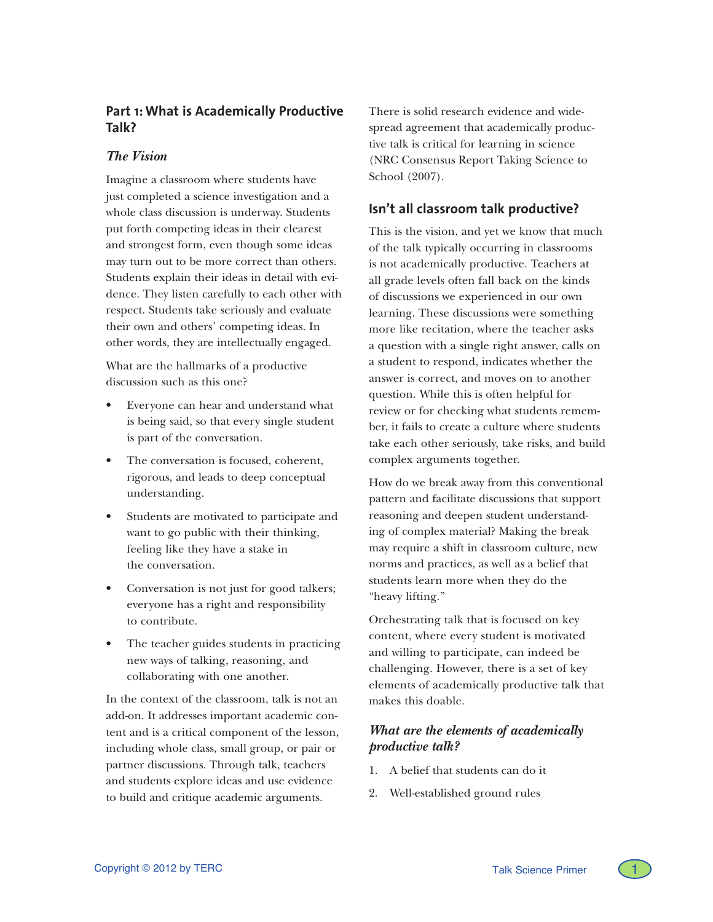## Part 1: What is Academically Productive Talk?

### *The Vision*

Imagine a classroom where students have just completed a science investigation and a whole class discussion is underway. Students put forth competing ideas in their clearest and strongest form, even though some ideas may turn out to be more correct than others. Students explain their ideas in detail with evidence. They listen carefully to each other with respect. Students take seriously and evaluate their own and others' competing ideas. In other words, they are intellectually engaged.

What are the hallmarks of a productive discussion such as this one?

- Everyone can hear and understand what is being said, so that every single student is part of the conversation.
- The conversation is focused, coherent, rigorous, and leads to deep conceptual understanding.
- Students are motivated to participate and want to go public with their thinking, feeling like they have a stake in the conversation.
- Conversation is not just for good talkers; everyone has a right and responsibility to contribute.
- The teacher guides students in practicing new ways of talking, reasoning, and collaborating with one another.

In the context of the classroom, talk is not an add-on. It addresses important academic content and is a critical component of the lesson, including whole class, small group, or pair or partner discussions. Through talk, teachers and students explore ideas and use evidence to build and critique academic arguments.

There is solid research evidence and widespread agreement that academically productive talk is critical for learning in science (NRC Consensus Report Taking Science to School (2007).

## Isn't all classroom talk productive?

This is the vision, and yet we know that much of the talk typically occurring in classrooms is not academically productive. Teachers at all grade levels often fall back on the kinds of discussions we experienced in our own learning. These discussions were something more like recitation, where the teacher asks a question with a single right answer, calls on a student to respond, indicates whether the answer is correct, and moves on to another question. While this is often helpful for review or for checking what students remember, it fails to create a culture where students take each other seriously, take risks, and build complex arguments together.

How do we break away from this conventional pattern and facilitate discussions that support reasoning and deepen student understanding of complex material? Making the break may require a shift in classroom culture, new norms and practices, as well as a belief that students learn more when they do the "heavy lifting."

Orchestrating talk that is focused on key content, where every student is motivated and willing to participate, can indeed be challenging. However, there is a set of key elements of academically productive talk that makes this doable.

### *What are the elements of academically productive talk?*

1. A belief that students can do it
2. Well-established ground rules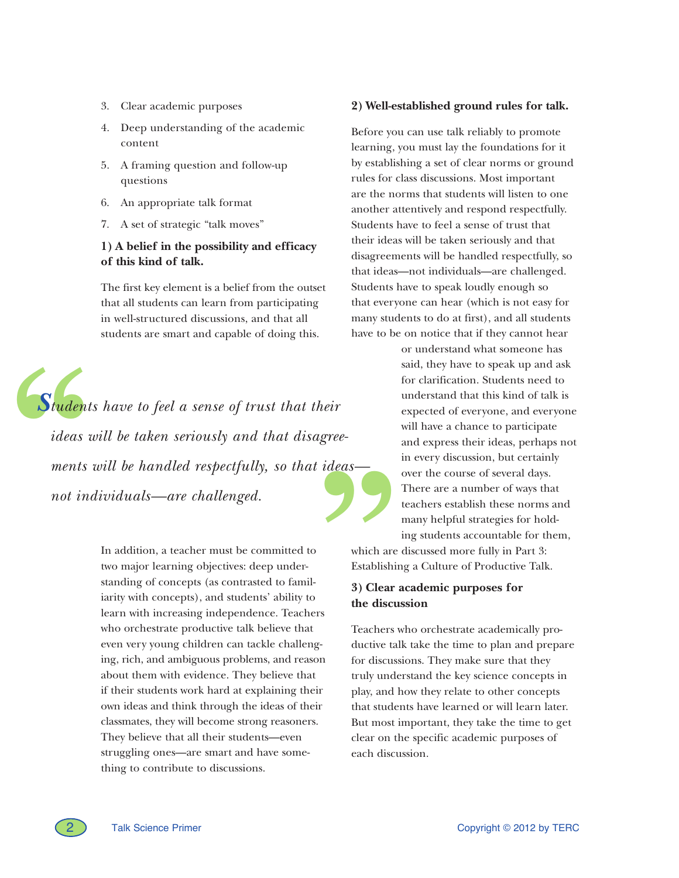3. Clear academic purposes
4. Deep understanding of the academic content
5. A framing question and follow-up questions
6. An appropriate talk format
7. A set of strategic "talk moves"

**1) A belief in the possibility and efficacy of this kind of talk.**

The first key element is a belief from the outset that all students can learn from participating in well-structured discussions, and that all students are smart and capable of doing this.

> *Students have to feel a sense of trust that their ideas will be taken seriously and that disagreements will be handled respectfully, so that ideas—not individuals—are challenged.*

In addition, a teacher must be committed to two major learning objectives: deep understanding of concepts (as contrasted to familiarity with concepts), and students' ability to learn with increasing independence. Teachers who orchestrate productive talk believe that even very young children can tackle challenging, rich, and ambiguous problems, and reason about them with evidence. They believe that if their students work hard at explaining their own ideas and think through the ideas of their classmates, they will become strong reasoners. They believe that all their students—even struggling ones—are smart and have something to contribute to discussions.

**2) Well-established ground rules for talk.**

Before you can use talk reliably to promote learning, you must lay the foundations for it by establishing a set of clear norms or ground rules for class discussions. Most important are the norms that students will listen to one another attentively and respond respectfully. Students have to feel a sense of trust that their ideas will be taken seriously and that disagreements will be handled respectfully, so that ideas—not individuals—are challenged. Students have to speak loudly enough so that everyone can hear (which is not easy for many students to do at first), and all students have to be on notice that if they cannot hear or understand what someone has said, they have to speak up and ask for clarification. Students need to understand that this kind of talk is expected of everyone, and everyone will have a chance to participate and express their ideas, perhaps not in every discussion, but certainly over the course of several days. There are a number of ways that teachers establish these norms and many helpful strategies for holding students accountable for them, which are discussed more fully in Part 3: Establishing a Culture of Productive Talk.

**3) Clear academic purposes for the discussion**

Teachers who orchestrate academically productive talk take the time to plan and prepare for discussions. They make sure that they truly understand the key science concepts in play, and how they relate to other concepts that students have learned or will learn later. But most important, they take the time to get clear on the specific academic purposes of each discussion.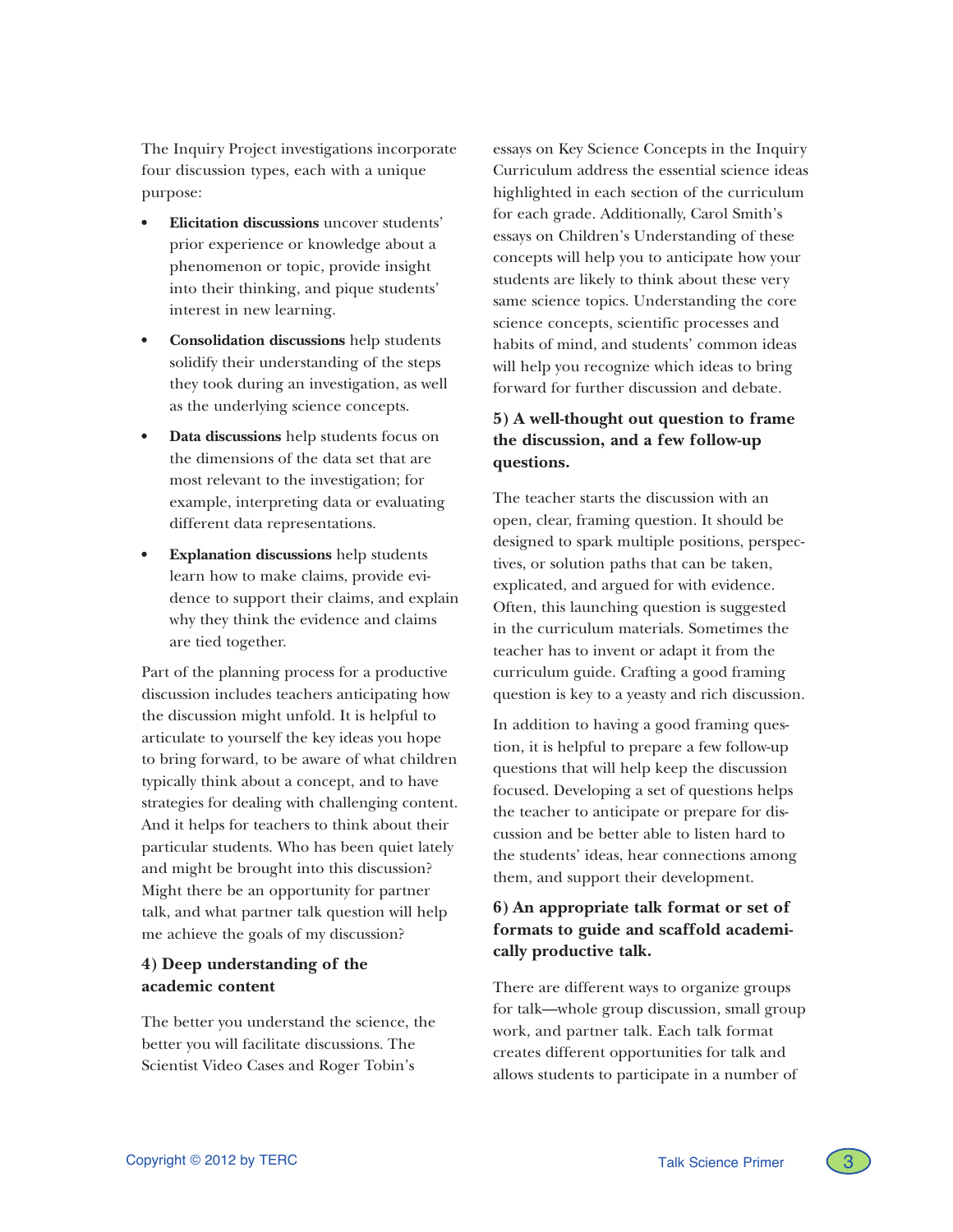The Inquiry Project investigations incorporate four discussion types, each with a unique purpose:

- **Elicitation discussions** uncover students' prior experience or knowledge about a phenomenon or topic, provide insight into their thinking, and pique students' interest in new learning.
- **Consolidation discussions** help students solidify their understanding of the steps they took during an investigation, as well as the underlying science concepts.
- **Data discussions** help students focus on the dimensions of the data set that are most relevant to the investigation; for example, interpreting data or evaluating different data representations.
- **Explanation discussions** help students learn how to make claims, provide evidence to support their claims, and explain why they think the evidence and claims are tied together.

Part of the planning process for a productive discussion includes teachers anticipating how the discussion might unfold. It is helpful to articulate to yourself the key ideas you hope to bring forward, to be aware of what children typically think about a concept, and to have strategies for dealing with challenging content. And it helps for teachers to think about their particular students. Who has been quiet lately and might be brought into this discussion? Might there be an opportunity for partner talk, and what partner talk question will help me achieve the goals of my discussion?

### 4) Deep understanding of the academic content

The better you understand the science, the better you will facilitate discussions. The Scientist Video Cases and Roger Tobin's essays on Key Science Concepts in the Inquiry Curriculum address the essential science ideas highlighted in each section of the curriculum for each grade. Additionally, Carol Smith's essays on Children's Understanding of these concepts will help you to anticipate how your students are likely to think about these very same science topics. Understanding the core science concepts, scientific processes and habits of mind, and students' common ideas will help you recognize which ideas to bring forward for further discussion and debate.

### 5) A well-thought out question to frame the discussion, and a few follow-up questions.

The teacher starts the discussion with an open, clear, framing question. It should be designed to spark multiple positions, perspectives, or solution paths that can be taken, explicated, and argued for with evidence. Often, this launching question is suggested in the curriculum materials. Sometimes the teacher has to invent or adapt it from the curriculum guide. Crafting a good framing question is key to a yeasty and rich discussion.

In addition to having a good framing question, it is helpful to prepare a few follow-up questions that will help keep the discussion focused. Developing a set of questions helps the teacher to anticipate or prepare for discussion and be better able to listen hard to the students' ideas, hear connections among them, and support their development.

### 6) An appropriate talk format or set of formats to guide and scaffold academically productive talk.

There are different ways to organize groups for talk—whole group discussion, small group work, and partner talk. Each talk format creates different opportunities for talk and allows students to participate in a number of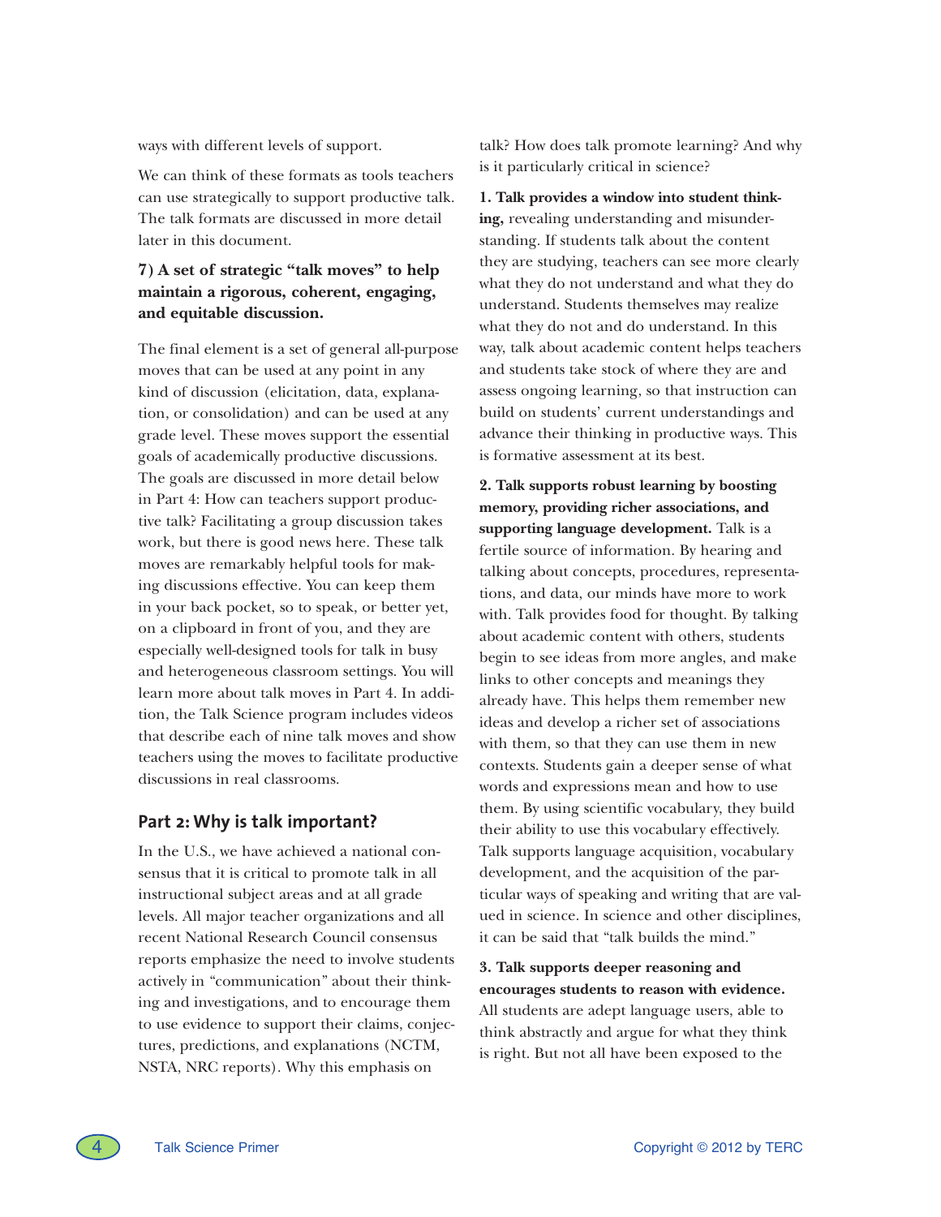ways with different levels of support.

We can think of these formats as tools teachers can use strategically to support productive talk. The talk formats are discussed in more detail later in this document.

### 7) A set of strategic "talk moves" to help maintain a rigorous, coherent, engaging, and equitable discussion.

The final element is a set of general all-purpose moves that can be used at any point in any kind of discussion (elicitation, data, explanation, or consolidation) and can be used at any grade level. These moves support the essential goals of academically productive discussions. The goals are discussed in more detail below in Part 4: How can teachers support productive talk? Facilitating a group discussion takes work, but there is good news here. These talk moves are remarkably helpful tools for making discussions effective. You can keep them in your back pocket, so to speak, or better yet, on a clipboard in front of you, and they are especially well-designed tools for talk in busy and heterogeneous classroom settings. You will learn more about talk moves in Part 4. In addition, the Talk Science program includes videos that describe each of nine talk moves and show teachers using the moves to facilitate productive discussions in real classrooms.

## Part 2: Why is talk important?

In the U.S., we have achieved a national consensus that it is critical to promote talk in all instructional subject areas and at all grade levels. All major teacher organizations and all recent National Research Council consensus reports emphasize the need to involve students actively in "communication" about their thinking and investigations, and to encourage them to use evidence to support their claims, conjectures, predictions, and explanations (NCTM, NSTA, NRC reports). Why this emphasis on talk? How does talk promote learning? And why is it particularly critical in science?

**1. Talk provides a window into student thinking,** revealing understanding and misunderstanding. If students talk about the content they are studying, teachers can see more clearly what they do not understand and what they do understand. Students themselves may realize what they do not and do understand. In this way, talk about academic content helps teachers and students take stock of where they are and assess ongoing learning, so that instruction can build on students' current understandings and advance their thinking in productive ways. This is formative assessment at its best.

**2. Talk supports robust learning by boosting memory, providing richer associations, and supporting language development.** Talk is a fertile source of information. By hearing and talking about concepts, procedures, representations, and data, our minds have more to work with. Talk provides food for thought. By talking about academic content with others, students begin to see ideas from more angles, and make links to other concepts and meanings they already have. This helps them remember new ideas and develop a richer set of associations with them, so that they can use them in new contexts. Students gain a deeper sense of what words and expressions mean and how to use them. By using scientific vocabulary, they build their ability to use this vocabulary effectively. Talk supports language acquisition, vocabulary development, and the acquisition of the particular ways of speaking and writing that are valued in science. In science and other disciplines, it can be said that "talk builds the mind."

**3. Talk supports deeper reasoning and encourages students to reason with evidence.** All students are adept language users, able to think abstractly and argue for what they think is right. But not all have been exposed to the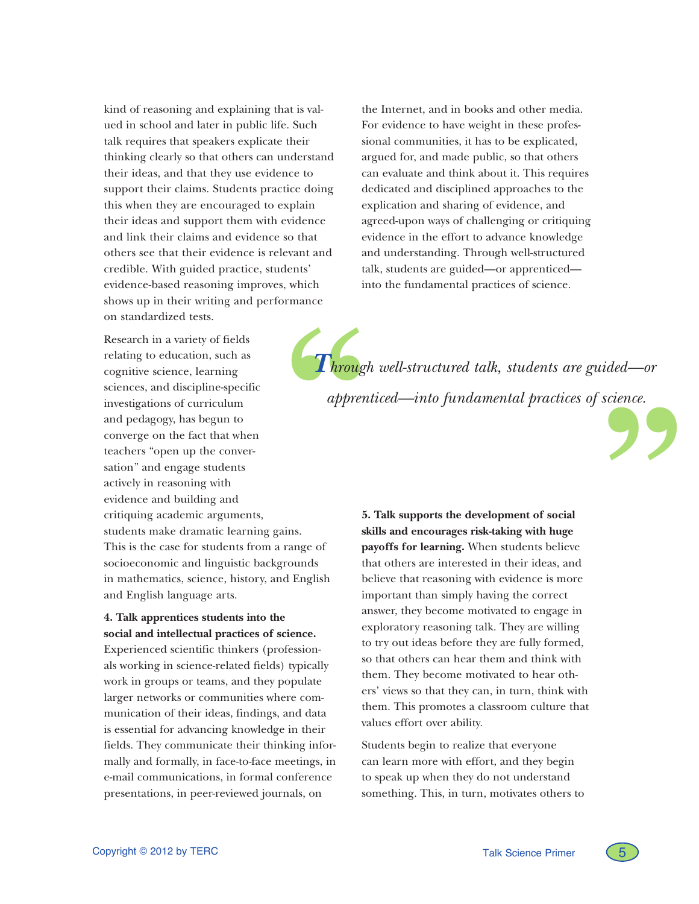kind of reasoning and explaining that is valued in school and later in public life. Such talk requires that speakers explicate their thinking clearly so that others can understand their ideas, and that they use evidence to support their claims. Students practice doing this when they are encouraged to explain their ideas and support them with evidence and link their claims and evidence so that others see that their evidence is relevant and credible. With guided practice, students' evidence-based reasoning improves, which shows up in their writing and performance on standardized tests.

Research in a variety of fields relating to education, such as cognitive science, learning sciences, and discipline-specific investigations of curriculum and pedagogy, has begun to converge on the fact that when teachers "open up the conversation" and engage students actively in reasoning with evidence and building and critiquing academic arguments, students make dramatic learning gains. This is the case for students from a range of socioeconomic and linguistic backgrounds in mathematics, science, history, and English and English language arts.

**4. Talk apprentices students into the social and intellectual practices of science.** Experienced scientific thinkers (professionals working in science-related fields) typically work in groups or teams, and they populate larger networks or communities where communication of their ideas, findings, and data is essential for advancing knowledge in their fields. They communicate their thinking informally and formally, in face-to-face meetings, in e-mail communications, in formal conference presentations, in peer-reviewed journals, on the Internet, and in books and other media. For evidence to have weight in these professional communities, it has to be explicated, argued for, and made public, so that others can evaluate and think about it. This requires dedicated and disciplined approaches to the explication and sharing of evidence, and agreed-upon ways of challenging or critiquing evidence in the effort to advance knowledge and understanding. Through well-structured talk, students are guided—or apprenticed—into the fundamental practices of science.

> *"Through well-structured talk, students are guided—or apprenticed—into fundamental practices of science."*

**5. Talk supports the development of social skills and encourages risk-taking with huge payoffs for learning.** When students believe that others are interested in their ideas, and believe that reasoning with evidence is more important than simply having the correct answer, they become motivated to engage in exploratory reasoning talk. They are willing to try out ideas before they are fully formed, so that others can hear them and think with them. They become motivated to hear others' views so that they can, in turn, think with them. This promotes a classroom culture that values effort over ability.

Students begin to realize that everyone can learn more with effort, and they begin to speak up when they do not understand something. This, in turn, motivates others to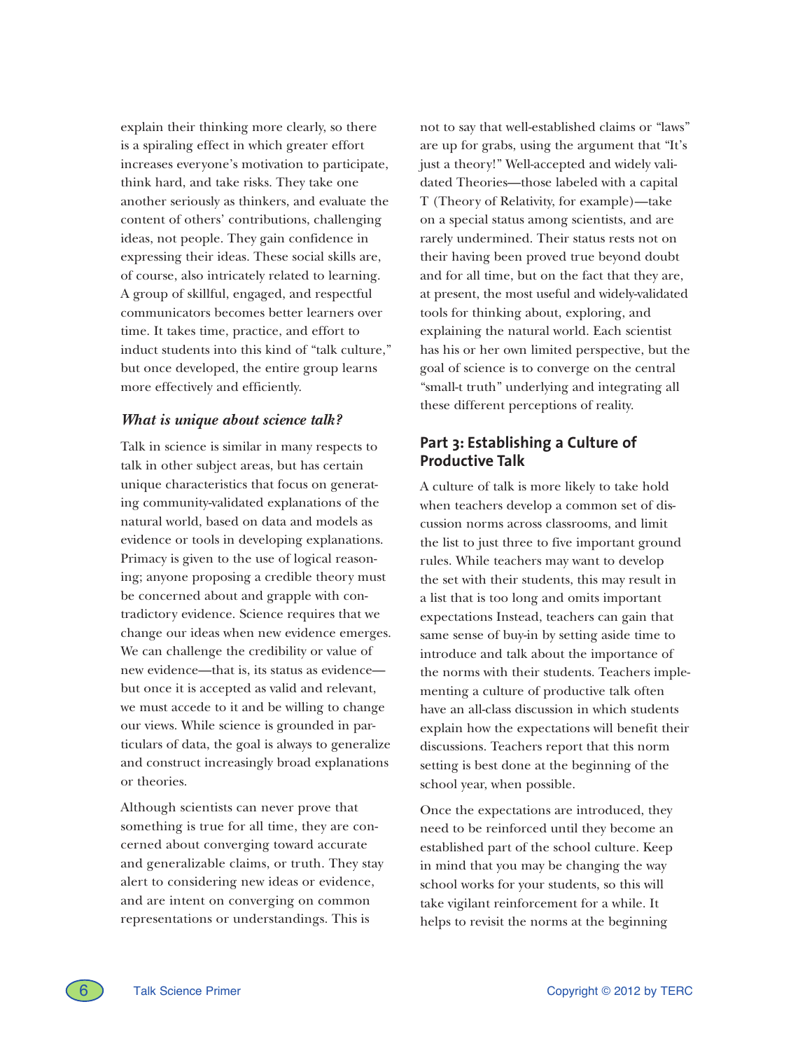explain their thinking more clearly, so there is a spiraling effect in which greater effort increases everyone's motivation to participate, think hard, and take risks. They take one another seriously as thinkers, and evaluate the content of others' contributions, challenging ideas, not people. They gain confidence in expressing their ideas. These social skills are, of course, also intricately related to learning. A group of skillful, engaged, and respectful communicators becomes better learners over time. It takes time, practice, and effort to induct students into this kind of "talk culture," but once developed, the entire group learns more effectively and efficiently.

### *What is unique about science talk?*

Talk in science is similar in many respects to talk in other subject areas, but has certain unique characteristics that focus on generating community-validated explanations of the natural world, based on data and models as evidence or tools in developing explanations. Primacy is given to the use of logical reasoning; anyone proposing a credible theory must be concerned about and grapple with contradictory evidence. Science requires that we change our ideas when new evidence emerges. We can challenge the credibility or value of new evidence—that is, its status as evidence—but once it is accepted as valid and relevant, we must accede to it and be willing to change our views. While science is grounded in particulars of data, the goal is always to generalize and construct increasingly broad explanations or theories.

Although scientists can never prove that something is true for all time, they are concerned about converging toward accurate and generalizable claims, or truth. They stay alert to considering new ideas or evidence, and are intent on converging on common representations or understandings. This is not to say that well-established claims or "laws" are up for grabs, using the argument that "It's just a theory!" Well-accepted and widely validated Theories—those labeled with a capital T (Theory of Relativity, for example)—take on a special status among scientists, and are rarely undermined. Their status rests not on their having been proved true beyond doubt and for all time, but on the fact that they are, at present, the most useful and widely-validated tools for thinking about, exploring, and explaining the natural world. Each scientist has his or her own limited perspective, but the goal of science is to converge on the central "small-t truth" underlying and integrating all these different perceptions of reality.

## Part 3: Establishing a Culture of Productive Talk

A culture of talk is more likely to take hold when teachers develop a common set of discussion norms across classrooms, and limit the list to just three to five important ground rules. While teachers may want to develop the set with their students, this may result in a list that is too long and omits important expectations Instead, teachers can gain that same sense of buy-in by setting aside time to introduce and talk about the importance of the norms with their students. Teachers implementing a culture of productive talk often have an all-class discussion in which students explain how the expectations will benefit their discussions. Teachers report that this norm setting is best done at the beginning of the school year, when possible.

Once the expectations are introduced, they need to be reinforced until they become an established part of the school culture. Keep in mind that you may be changing the way school works for your students, so this will take vigilant reinforcement for a while. It helps to revisit the norms at the beginning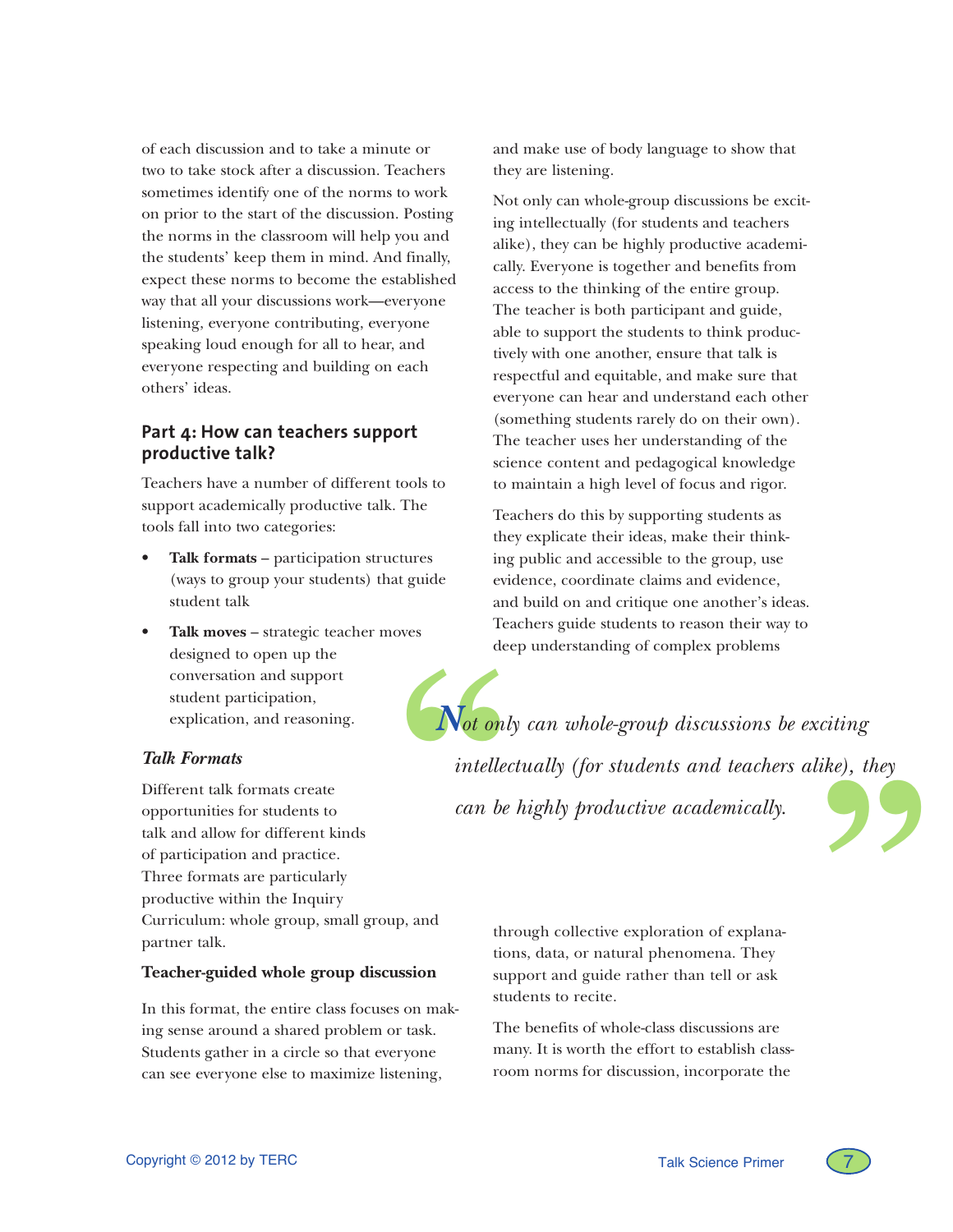of each discussion and to take a minute or two to take stock after a discussion. Teachers sometimes identify one of the norms to work on prior to the start of the discussion. Posting the norms in the classroom will help you and the students' keep them in mind. And finally, expect these norms to become the established way that all your discussions work—everyone listening, everyone contributing, everyone speaking loud enough for all to hear, and everyone respecting and building on each others' ideas.

## Part 4: How can teachers support productive talk?

Teachers have a number of different tools to support academically productive talk. The tools fall into two categories:

- **Talk formats** – participation structures (ways to group your students) that guide student talk
- **Talk moves** – strategic teacher moves designed to open up the conversation and support student participation, explication, and reasoning.

### *Talk Formats*

Different talk formats create opportunities for students to talk and allow for different kinds of participation and practice. Three formats are particularly productive within the Inquiry Curriculum: whole group, small group, and partner talk.

**Teacher-guided whole group discussion**

In this format, the entire class focuses on making sense around a shared problem or task. Students gather in a circle so that everyone can see everyone else to maximize listening, and make use of body language to show that they are listening.

Not only can whole-group discussions be exciting intellectually (for students and teachers alike), they can be highly productive academically. Everyone is together and benefits from access to the thinking of the entire group. The teacher is both participant and guide, able to support the students to think productively with one another, ensure that talk is respectful and equitable, and make sure that everyone can hear and understand each other (something students rarely do on their own). The teacher uses her understanding of the science content and pedagogical knowledge to maintain a high level of focus and rigor.

Teachers do this by supporting students as they explicate their ideas, make their thinking public and accessible to the group, use evidence, coordinate claims and evidence, and build on and critique one another's ideas. Teachers guide students to reason their way to deep understanding of complex problems through collective exploration of explanations, data, or natural phenomena. They support and guide rather than tell or ask students to recite.

> *"Not only can whole-group discussions be exciting intellectually (for students and teachers alike), they can be highly productive academically."*

The benefits of whole-class discussions are many. It is worth the effort to establish classroom norms for discussion, incorporate the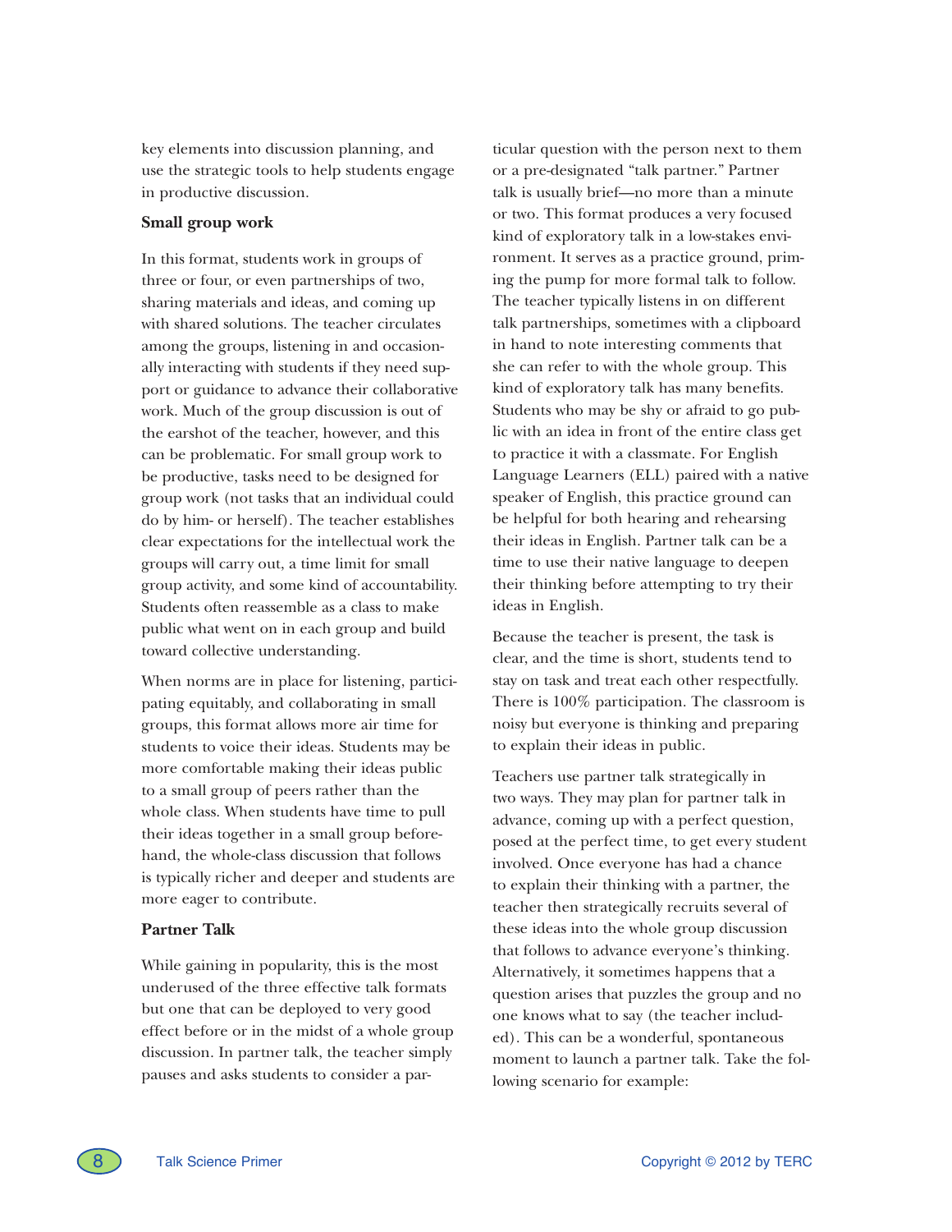key elements into discussion planning, and use the strategic tools to help students engage in productive discussion.

### Small group work

In this format, students work in groups of three or four, or even partnerships of two, sharing materials and ideas, and coming up with shared solutions. The teacher circulates among the groups, listening in and occasionally interacting with students if they need support or guidance to advance their collaborative work. Much of the group discussion is out of the earshot of the teacher, however, and this can be problematic. For small group work to be productive, tasks need to be designed for group work (not tasks that an individual could do by him- or herself). The teacher establishes clear expectations for the intellectual work the groups will carry out, a time limit for small group activity, and some kind of accountability. Students often reassemble as a class to make public what went on in each group and build toward collective understanding.

When norms are in place for listening, participating equitably, and collaborating in small groups, this format allows more air time for students to voice their ideas. Students may be more comfortable making their ideas public to a small group of peers rather than the whole class. When students have time to pull their ideas together in a small group beforehand, the whole-class discussion that follows is typically richer and deeper and students are more eager to contribute.

### Partner Talk

While gaining in popularity, this is the most underused of the three effective talk formats but one that can be deployed to very good effect before or in the midst of a whole group discussion. In partner talk, the teacher simply pauses and asks students to consider a particular question with the person next to them or a pre-designated "talk partner." Partner talk is usually brief—no more than a minute or two. This format produces a very focused kind of exploratory talk in a low-stakes environment. It serves as a practice ground, priming the pump for more formal talk to follow. The teacher typically listens in on different talk partnerships, sometimes with a clipboard in hand to note interesting comments that she can refer to with the whole group. This kind of exploratory talk has many benefits. Students who may be shy or afraid to go public with an idea in front of the entire class get to practice it with a classmate. For English Language Learners (ELL) paired with a native speaker of English, this practice ground can be helpful for both hearing and rehearsing their ideas in English. Partner talk can be a time to use their native language to deepen their thinking before attempting to try their ideas in English.

Because the teacher is present, the task is clear, and the time is short, students tend to stay on task and treat each other respectfully. There is 100% participation. The classroom is noisy but everyone is thinking and preparing to explain their ideas in public.

Teachers use partner talk strategically in two ways. They may plan for partner talk in advance, coming up with a perfect question, posed at the perfect time, to get every student involved. Once everyone has had a chance to explain their thinking with a partner, the teacher then strategically recruits several of these ideas into the whole group discussion that follows to advance everyone's thinking. Alternatively, it sometimes happens that a question arises that puzzles the group and no one knows what to say (the teacher included). This can be a wonderful, spontaneous moment to launch a partner talk. Take the following scenario for example: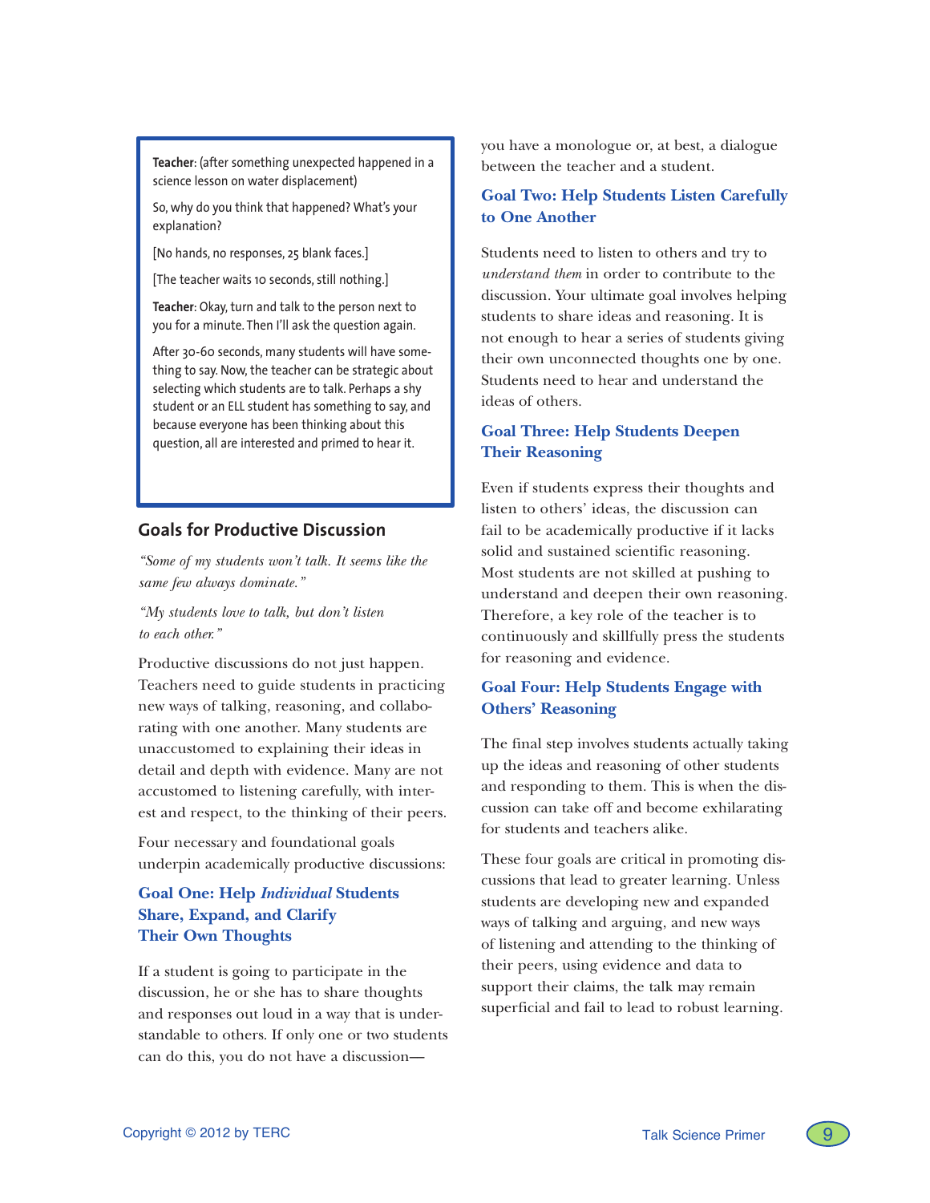**Teacher**: (after something unexpected happened in a science lesson on water displacement)

So, why do you think that happened? What's your explanation?

[No hands, no responses, 25 blank faces.]

[The teacher waits 10 seconds, still nothing.]

**Teacher**: Okay, turn and talk to the person next to you for a minute. Then I'll ask the question again.

After 30-60 seconds, many students will have something to say. Now, the teacher can be strategic about selecting which students are to talk. Perhaps a shy student or an ELL student has something to say, and because everyone has been thinking about this question, all are interested and primed to hear it.

## Goals for Productive Discussion

*"Some of my students won't talk. It seems like the same few always dominate."*

*"My students love to talk, but don't listen to each other."*

Productive discussions do not just happen. Teachers need to guide students in practicing new ways of talking, reasoning, and collaborating with one another. Many students are unaccustomed to explaining their ideas in detail and depth with evidence. Many are not accustomed to listening carefully, with interest and respect, to the thinking of their peers.

Four necessary and foundational goals underpin academically productive discussions:

### Goal One: Help *Individual* Students Share, Expand, and Clarify Their Own Thoughts

If a student is going to participate in the discussion, he or she has to share thoughts and responses out loud in a way that is understandable to others. If only one or two students can do this, you do not have a discussion—you have a monologue or, at best, a dialogue between the teacher and a student.

### Goal Two: Help Students Listen Carefully to One Another

Students need to listen to others and try to *understand them* in order to contribute to the discussion. Your ultimate goal involves helping students to share ideas and reasoning. It is not enough to hear a series of students giving their own unconnected thoughts one by one. Students need to hear and understand the ideas of others.

### Goal Three: Help Students Deepen Their Reasoning

Even if students express their thoughts and listen to others' ideas, the discussion can fail to be academically productive if it lacks solid and sustained scientific reasoning. Most students are not skilled at pushing to understand and deepen their own reasoning. Therefore, a key role of the teacher is to continuously and skillfully press the students for reasoning and evidence.

### Goal Four: Help Students Engage with Others' Reasoning

The final step involves students actually taking up the ideas and reasoning of other students and responding to them. This is when the discussion can take off and become exhilarating for students and teachers alike.

These four goals are critical in promoting discussions that lead to greater learning. Unless students are developing new and expanded ways of talking and arguing, and new ways of listening and attending to the thinking of their peers, using evidence and data to support their claims, the talk may remain superficial and fail to lead to robust learning.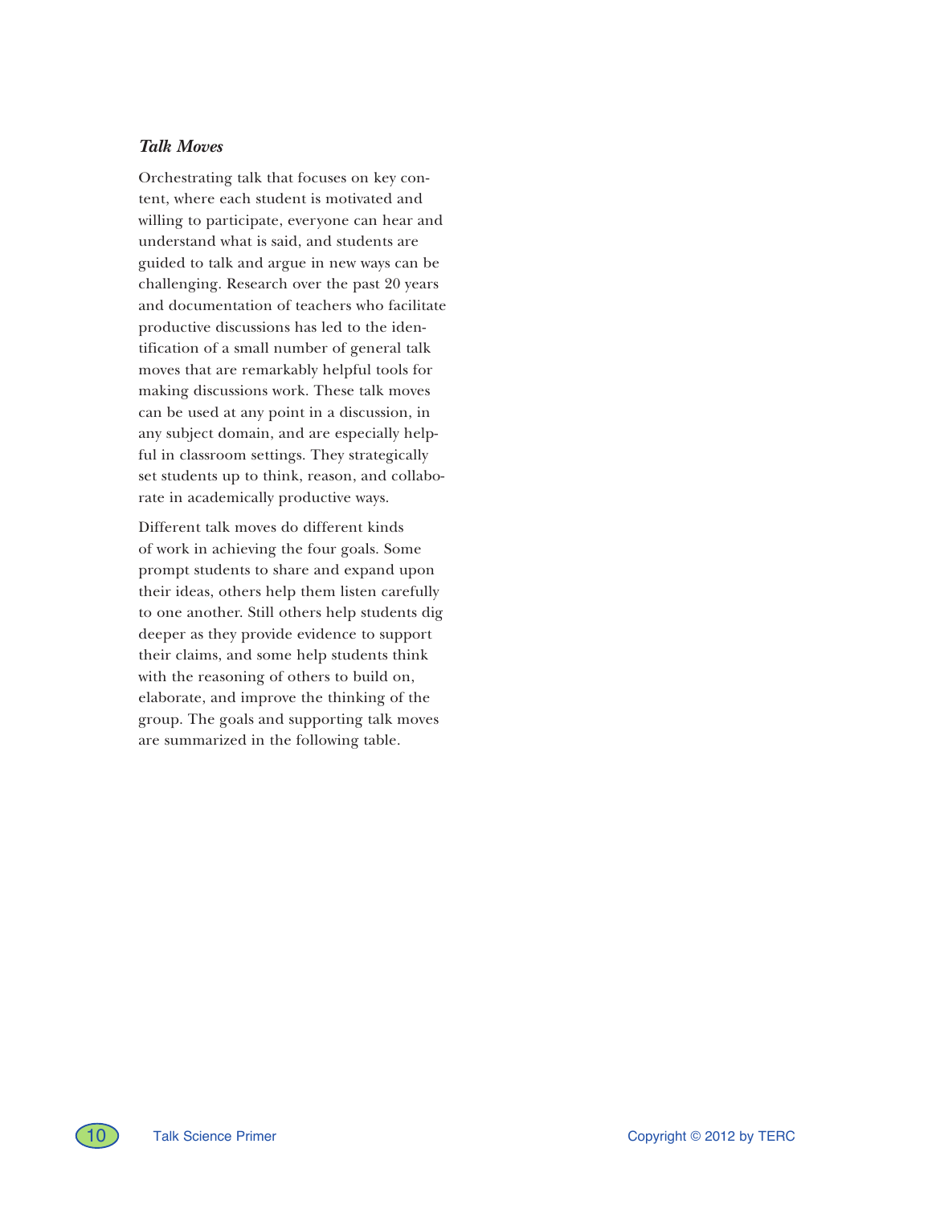### *Talk Moves*

Orchestrating talk that focuses on key content, where each student is motivated and willing to participate, everyone can hear and understand what is said, and students are guided to talk and argue in new ways can be challenging. Research over the past 20 years and documentation of teachers who facilitate productive discussions has led to the identification of a small number of general talk moves that are remarkably helpful tools for making discussions work. These talk moves can be used at any point in a discussion, in any subject domain, and are especially helpful in classroom settings. They strategically set students up to think, reason, and collaborate in academically productive ways.

Different talk moves do different kinds of work in achieving the four goals. Some prompt students to share and expand upon their ideas, others help them listen carefully to one another. Still others help students dig deeper as they provide evidence to support their claims, and some help students think with the reasoning of others to build on, elaborate, and improve the thinking of the group. The goals and supporting talk moves are summarized in the following table.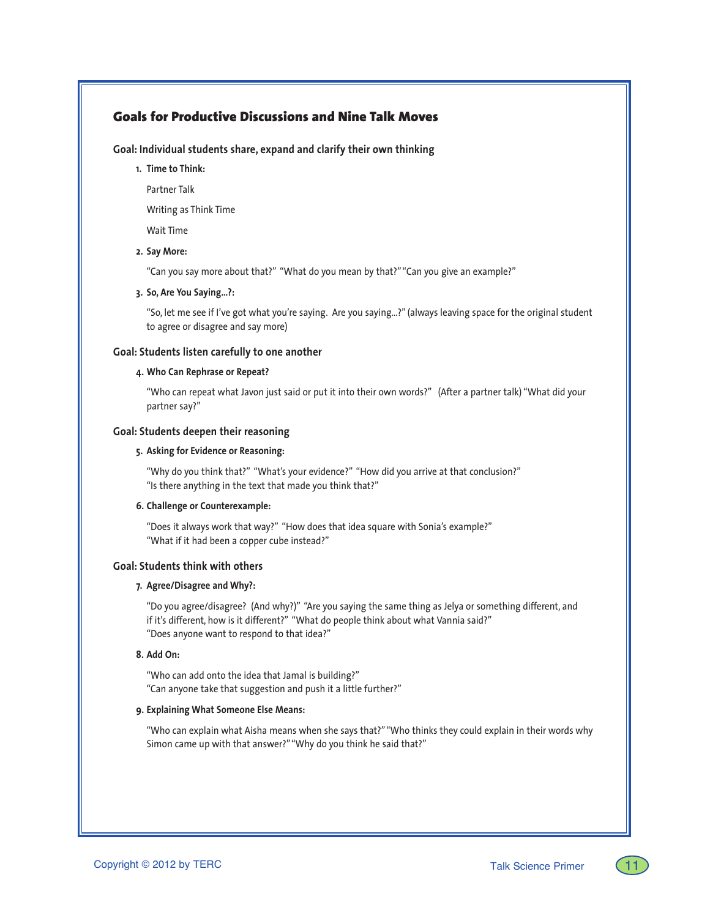## Goals for Productive Discussions and Nine Talk Moves

### Goal: Individual students share, expand and clarify their own thinking

1. **Time to Think:**

   Partner Talk

   Writing as Think Time

   Wait Time

2. **Say More:**

   "Can you say more about that?" "What do you mean by that?" "Can you give an example?"

3. **So, Are You Saying...?:**

   "So, let me see if I've got what you're saying. Are you saying...?" (always leaving space for the original student to agree or disagree and say more)

### Goal: Students listen carefully to one another

4. **Who Can Rephrase or Repeat?**

   "Who can repeat what Javon just said or put it into their own words?" (After a partner talk) "What did your partner say?"

### Goal: Students deepen their reasoning

5. **Asking for Evidence or Reasoning:**

   "Why do you think that?" "What's your evidence?" "How did you arrive at that conclusion?"
   "Is there anything in the text that made you think that?"

6. **Challenge or Counterexample:**

   "Does it always work that way?" "How does that idea square with Sonia's example?"
   "What if it had been a copper cube instead?"

### Goal: Students think with others

7. **Agree/Disagree and Why?:**

   "Do you agree/disagree? (And why?)" "Are you saying the same thing as Jelya or something different, and if it's different, how is it different?" "What do people think about what Vannia said?"
   "Does anyone want to respond to that idea?"

8. **Add On:**

   "Who can add onto the idea that Jamal is building?"
   "Can anyone take that suggestion and push it a little further?"

9. **Explaining What Someone Else Means:**

   "Who can explain what Aisha means when she says that?" "Who thinks they could explain in their words why Simon came up with that answer?" "Why do you think he said that?"

Copyright © 2012 by TERC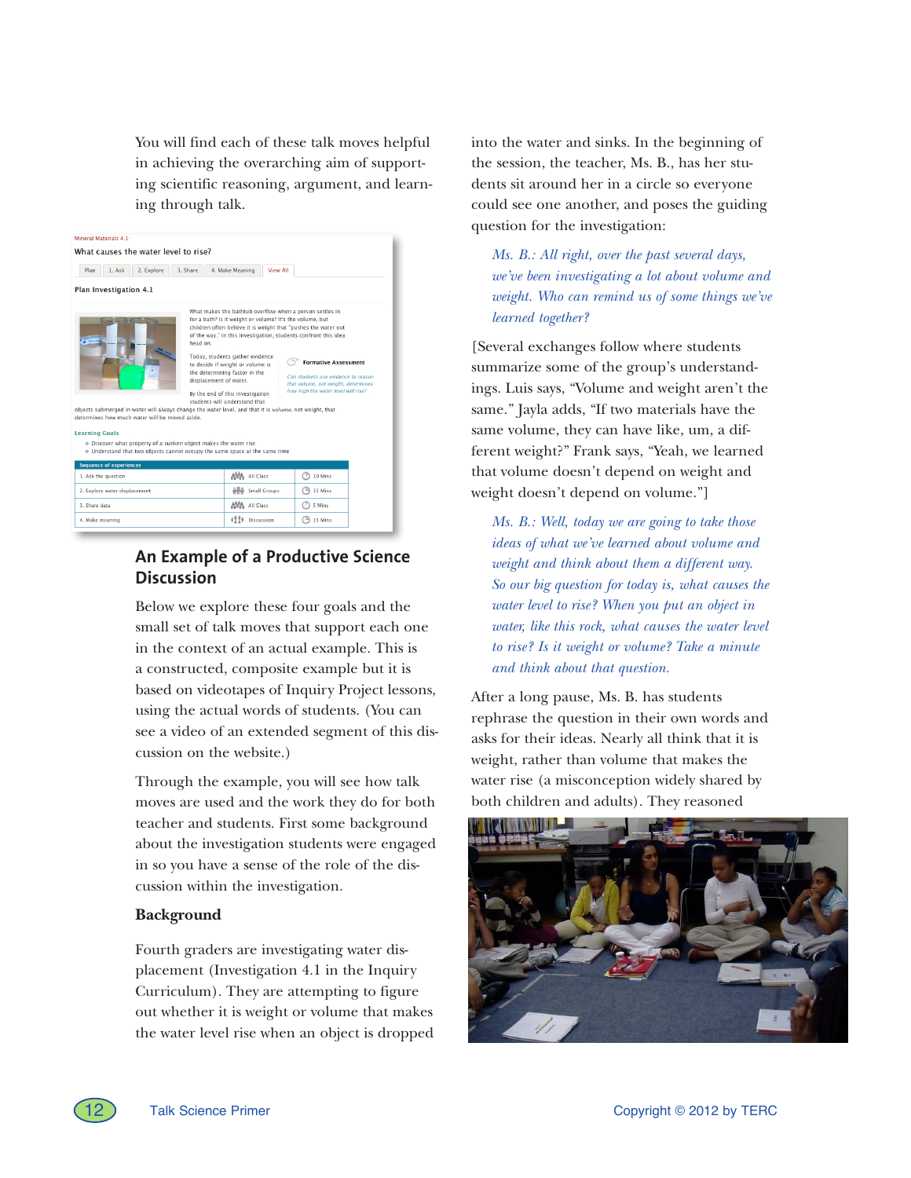You will find each of these talk moves helpful in achieving the overarching aim of supporting scientific reasoning, argument, and learning through talk.

Mineral Materials 4.1:

What causes the water level to rise?

Plan | 1. Ask | 2. Explore | 3. Share | 4. Make Meaning | View All

**Plan Investigation 4.1**

What makes the bathtub overflow when a person settles in for a bath? Is it weight or volume? It's the volume, but children often believe it is weight that "pushes the water out of the way." In this investigation, students confront this idea head on.

Today, students gather evidence to decide if weight or volume is the determining factor in the displacement of water.

By the end of this investigation students will understand that objects submerged in water will always change the water level, and that it is *volume*, not weight, that determines how much water will be moved aside.

Formative Assessment

*Can students use evidence to reason that volume, not weight, determines how high the water level will rise?*

Learning Goals

- Discover what property of a sunken object makes the water rise
- Understand that two objects cannot occupy the same space at the same time

| Sequence of experiences | | |
|---|---|---|
| 1. Ask the question | All Class | 10 Mins |
| 2. Explore water displacement | Small Groups | 15 Mins |
| 3. Share data | All Class | 5 Mins |
| 4. Make meaning | Discussion | 15 Mins |

## An Example of a Productive Science Discussion

Below we explore these four goals and the small set of talk moves that support each one in the context of an actual example. This is a constructed, composite example but it is based on videotapes of Inquiry Project lessons, using the actual words of students. (You can see a video of an extended segment of this discussion on the website.)

Through the example, you will see how talk moves are used and the work they do for both teacher and students. First some background about the investigation students were engaged in so you have a sense of the role of the discussion within the investigation.

### Background

Fourth graders are investigating water displacement (Investigation 4.1 in the Inquiry Curriculum). They are attempting to figure out whether it is weight or volume that makes the water level rise when an object is dropped into the water and sinks. In the beginning of the session, the teacher, Ms. B., has her students sit around her in a circle so everyone could see one another, and poses the guiding question for the investigation:

*Ms. B.: All right, over the past several days, we've been investigating a lot about volume and weight. Who can remind us of some things we've learned together?*

[Several exchanges follow where students summarize some of the group's understandings. Luis says, "Volume and weight aren't the same." Jayla adds, "If two materials have the same volume, they can have like, um, a different weight?" Frank says, "Yeah, we learned that volume doesn't depend on weight and weight doesn't depend on volume."]

*Ms. B.: Well, today we are going to take those ideas of what we've learned about volume and weight and think about them a different way. So our big question for today is, what causes the water level to rise? When you put an object in water, like this rock, what causes the water level to rise? Is it weight or volume? Take a minute and think about that question.*

After a long pause, Ms. B. has students rephrase the question in their own words and asks for their ideas. Nearly all think that it is weight, rather than volume that makes the water rise (a misconception widely shared by both children and adults). They reasoned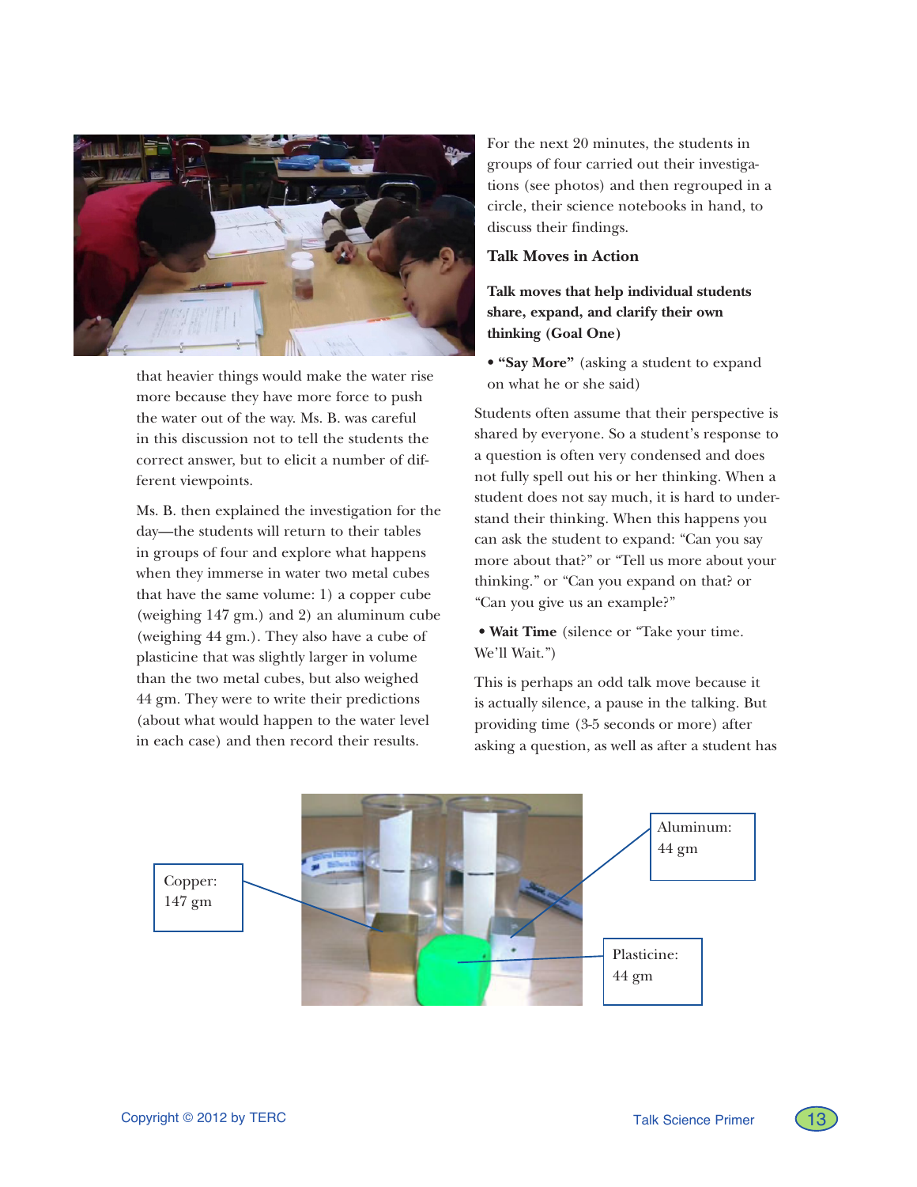that heavier things would make the water rise more because they have more force to push the water out of the way. Ms. B. was careful in this discussion not to tell the students the correct answer, but to elicit a number of different viewpoints.

Ms. B. then explained the investigation for the day—the students will return to their tables in groups of four and explore what happens when they immerse in water two metal cubes that have the same volume: 1) a copper cube (weighing 147 gm.) and 2) an aluminum cube (weighing 44 gm.). They also have a cube of plasticine that was slightly larger in volume than the two metal cubes, but also weighed 44 gm. They were to write their predictions (about what would happen to the water level in each case) and then record their results.

For the next 20 minutes, the students in groups of four carried out their investigations (see photos) and then regrouped in a circle, their science notebooks in hand, to discuss their findings.

### Talk Moves in Action

**Talk moves that help individual students share, expand, and clarify their own thinking (Goal One)**

- **"Say More"** (asking a student to expand on what he or she said)

Students often assume that their perspective is shared by everyone. So a student's response to a question is often very condensed and does not fully spell out his or her thinking. When a student does not say much, it is hard to understand their thinking. When this happens you can ask the student to expand: "Can you say more about that?" or "Tell us more about your thinking." or "Can you expand on that? or "Can you give us an example?"

- **Wait Time** (silence or "Take your time. We'll Wait.")

This is perhaps an odd talk move because it is actually silence, a pause in the talking. But providing time (3-5 seconds or more) after asking a question, as well as after a student has

Copper: 147 gm

Aluminum: 44 gm

Plasticine: 44 gm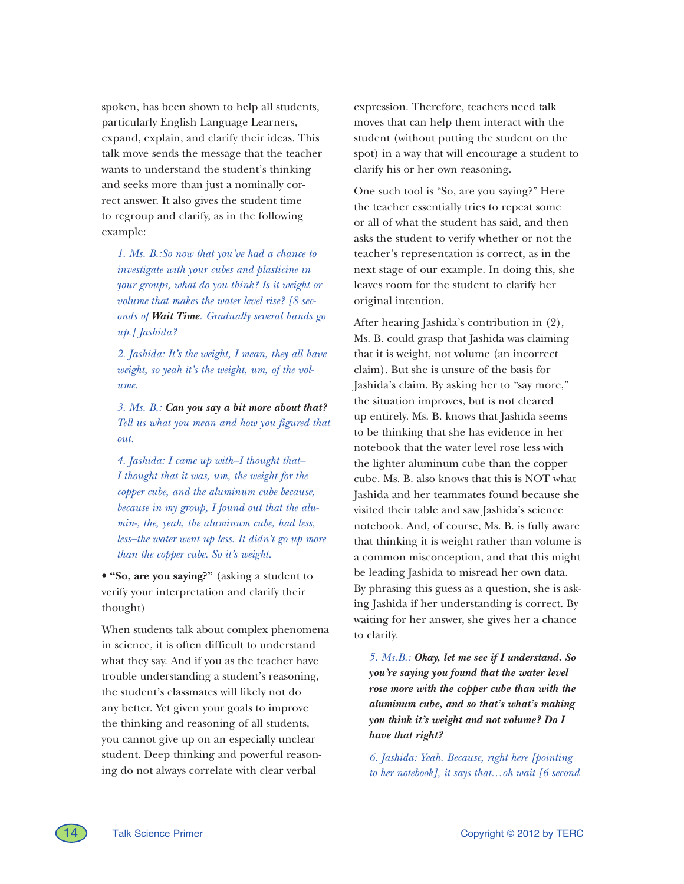spoken, has been shown to help all students, particularly English Language Learners, expand, explain, and clarify their ideas. This talk move sends the message that the teacher wants to understand the student's thinking and seeks more than just a nominally correct answer. It also gives the student time to regroup and clarify, as in the following example:

> *1. Ms. B.:So now that you've had a chance to investigate with your cubes and plasticine in your groups, what do you think? Is it weight or volume that makes the water level rise? [8 seconds of* ***Wait Time****. Gradually several hands go up.] Jashida?*
>
> *2. Jashida: It's the weight, I mean, they all have weight, so yeah it's the weight, um, of the volume.*
>
> *3. Ms. B.:* ***Can you say a bit more about that?*** *Tell us what you mean and how you figured that out.*
>
> *4. Jashida: I came up with–I thought that–I thought that it was, um, the weight for the copper cube, and the aluminum cube because, because in my group, I found out that the alumin-, the, yeah, the aluminum cube, had less, less–the water went up less. It didn't go up more than the copper cube. So it's weight.*

• **"So, are you saying?"** (asking a student to verify your interpretation and clarify their thought)

When students talk about complex phenomena in science, it is often difficult to understand what they say. And if you as the teacher have trouble understanding a student's reasoning, the student's classmates will likely not do any better. Yet given your goals to improve the thinking and reasoning of all students, you cannot give up on an especially unclear student. Deep thinking and powerful reasoning do not always correlate with clear verbal expression. Therefore, teachers need talk moves that can help them interact with the student (without putting the student on the spot) in a way that will encourage a student to clarify his or her own reasoning.

One such tool is "So, are you saying?" Here the teacher essentially tries to repeat some or all of what the student has said, and then asks the student to verify whether or not the teacher's representation is correct, as in the next stage of our example. In doing this, she leaves room for the student to clarify her original intention.

After hearing Jashida's contribution in (2), Ms. B. could grasp that Jashida was claiming that it is weight, not volume (an incorrect claim). But she is unsure of the basis for Jashida's claim. By asking her to "say more," the situation improves, but is not cleared up entirely. Ms. B. knows that Jashida seems to be thinking that she has evidence in her notebook that the water level rose less with the lighter aluminum cube than the copper cube. Ms. B. also knows that this is NOT what Jashida and her teammates found because she visited their table and saw Jashida's science notebook. And, of course, Ms. B. is fully aware that thinking it is weight rather than volume is a common misconception, and that this might be leading Jashida to misread her own data. By phrasing this guess as a question, she is asking Jashida if her understanding is correct. By waiting for her answer, she gives her a chance to clarify.

> *5. Ms.B.:* ***Okay, let me see if I understand. So you're saying you found that the water level rose more with the copper cube than with the aluminum cube, and so that's what's making you think it's weight and not volume? Do I have that right?***
>
> *6. Jashida: Yeah. Because, right here [pointing to her notebook], it says that…oh wait [6 second*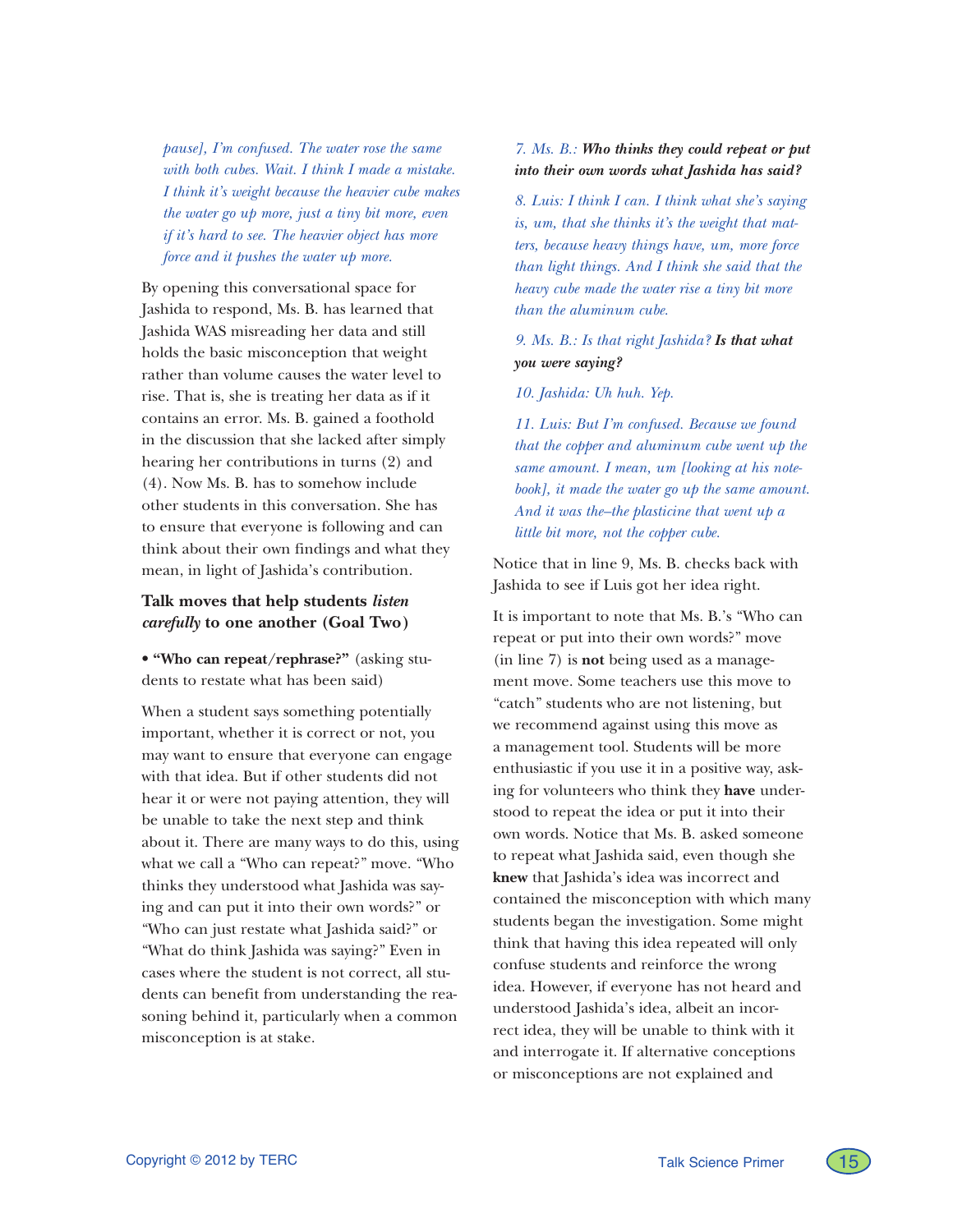*pause], I'm confused. The water rose the same with both cubes. Wait. I think I made a mistake. I think it's weight because the heavier cube makes the water go up more, just a tiny bit more, even if it's hard to see. The heavier object has more force and it pushes the water up more.*

By opening this conversational space for Jashida to respond, Ms. B. has learned that Jashida WAS misreading her data and still holds the basic misconception that weight rather than volume causes the water level to rise. That is, she is treating her data as if it contains an error. Ms. B. gained a foothold in the discussion that she lacked after simply hearing her contributions in turns (2) and (4). Now Ms. B. has to somehow include other students in this conversation. She has to ensure that everyone is following and can think about their own findings and what they mean, in light of Jashida's contribution.

### Talk moves that help students *listen carefully* to one another (Goal Two)

- **"Who can repeat/rephrase?"** (asking students to restate what has been said)

When a student says something potentially important, whether it is correct or not, you may want to ensure that everyone can engage with that idea. But if other students did not hear it or were not paying attention, they will be unable to take the next step and think about it. There are many ways to do this, using what we call a "Who can repeat?" move. "Who thinks they understood what Jashida was saying and can put it into their own words?" or "Who can just restate what Jashida said?" or "What do think Jashida was saying?" Even in cases where the student is not correct, all students can benefit from understanding the reasoning behind it, particularly when a common misconception is at stake.

*7. Ms. B.:* ***Who thinks they could repeat or put into their own words what Jashida has said?***

*8. Luis: I think I can. I think what she's saying is, um, that she thinks it's the weight that matters, because heavy things have, um, more force than light things. And I think she said that the heavy cube made the water rise a tiny bit more than the aluminum cube.*

*9. Ms. B.: Is that right Jashida?* ***Is that what you were saying?***

*10. Jashida: Uh huh. Yep.*

*11. Luis: But I'm confused. Because we found that the copper and aluminum cube went up the same amount. I mean, um [looking at his notebook], it made the water go up the same amount. And it was the–the plasticine that went up a little bit more, not the copper cube.*

Notice that in line 9, Ms. B. checks back with Jashida to see if Luis got her idea right.

It is important to note that Ms. B.'s "Who can repeat or put into their own words?" move (in line 7) is **not** being used as a management move. Some teachers use this move to "catch" students who are not listening, but we recommend against using this move as a management tool. Students will be more enthusiastic if you use it in a positive way, asking for volunteers who think they **have** understood to repeat the idea or put it into their own words. Notice that Ms. B. asked someone to repeat what Jashida said, even though she **knew** that Jashida's idea was incorrect and contained the misconception with which many students began the investigation. Some might think that having this idea repeated will only confuse students and reinforce the wrong idea. However, if everyone has not heard and understood Jashida's idea, albeit an incorrect idea, they will be unable to think with it and interrogate it. If alternative conceptions or misconceptions are not explained and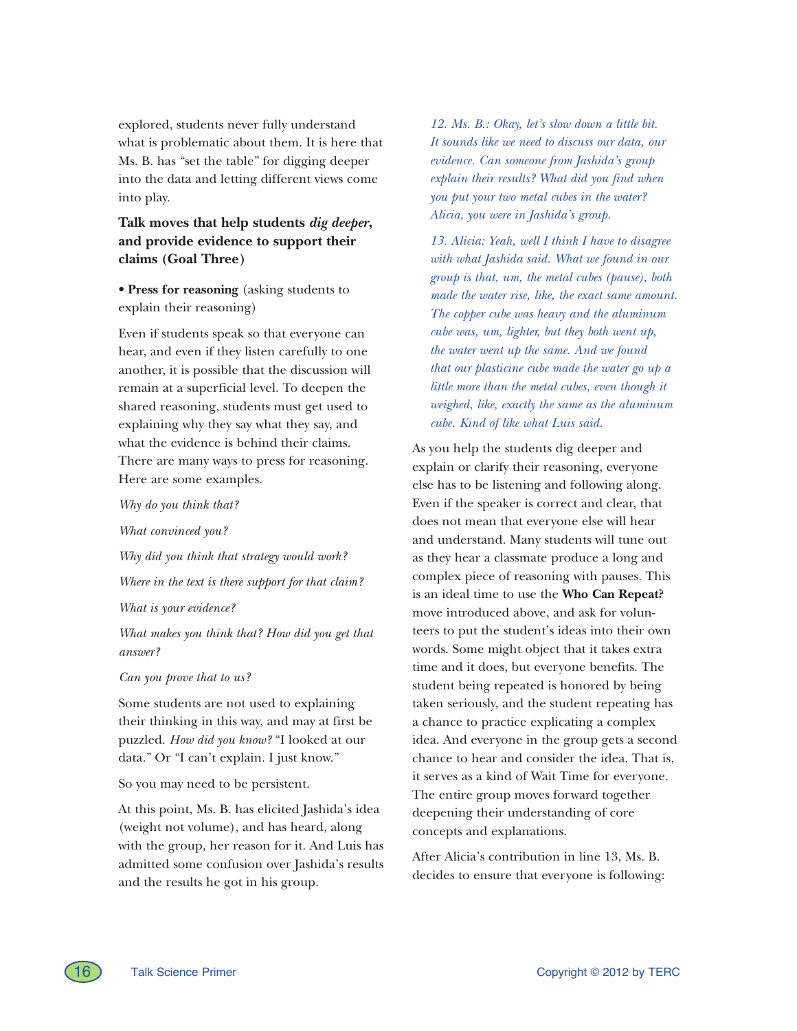explored, students never fully understand what is problematic about them. It is here that Ms. B. has "set the table" for digging deeper into the data and letting different views come into play.

### Talk moves that help students *dig deeper*, and provide evidence to support their claims (Goal Three)

- **Press for reasoning** (asking students to explain their reasoning)

Even if students speak so that everyone can hear, and even if they listen carefully to one another, it is possible that the discussion will remain at a superficial level. To deepen the shared reasoning, students must get used to explaining why they say what they say, and what the evidence is behind their claims. There are many ways to press for reasoning. Here are some examples.

*Why do you think that?*

*What convinced you?*

*Why did you think that strategy would work?*

*Where in the text is there support for that claim?*

*What is your evidence?*

*What makes you think that? How did you get that answer?*

*Can you prove that to us?*

Some students are not used to explaining their thinking in this way, and may at first be puzzled. *How did you know?* "I looked at our data." Or "I can't explain. I just know."

So you may need to be persistent.

At this point, Ms. B. has elicited Jashida's idea (weight not volume), and has heard, along with the group, her reason for it. And Luis has admitted some confusion over Jashida's results and the results he got in his group.

*12. Ms. B.: Okay, let's slow down a little bit. It sounds like we need to discuss our data, our evidence. Can someone from Jashida's group explain their results? What did you find when you put your two metal cubes in the water? Alicia, you were in Jashida's group.*

*13. Alicia: Yeah, well I think I have to disagree with what Jashida said. What we found in our group is that, um, the metal cubes (pause), both made the water rise, like, the exact same amount. The copper cube was heavy and the aluminum cube was, um, lighter, but they both went up, the water went up the same. And we found that our plasticine cube made the water go up a little more than the metal cubes, even though it weighed, like, exactly the same as the aluminum cube. Kind of like what Luis said.*

As you help the students dig deeper and explain or clarify their reasoning, everyone else has to be listening and following along. Even if the speaker is correct and clear, that does not mean that everyone else will hear and understand. Many students will tune out as they hear a classmate produce a long and complex piece of reasoning with pauses. This is an ideal time to use the **Who Can Repeat?** move introduced above, and ask for volunteers to put the student's ideas into their own words. Some might object that it takes extra time and it does, but everyone benefits. The student being repeated is honored by being taken seriously, and the student repeating has a chance to practice explicating a complex idea. And everyone in the group gets a second chance to hear and consider the idea. That is, it serves as a kind of Wait Time for everyone. The entire group moves forward together deepening their understanding of core concepts and explanations.

After Alicia's contribution in line 13, Ms. B. decides to ensure that everyone is following: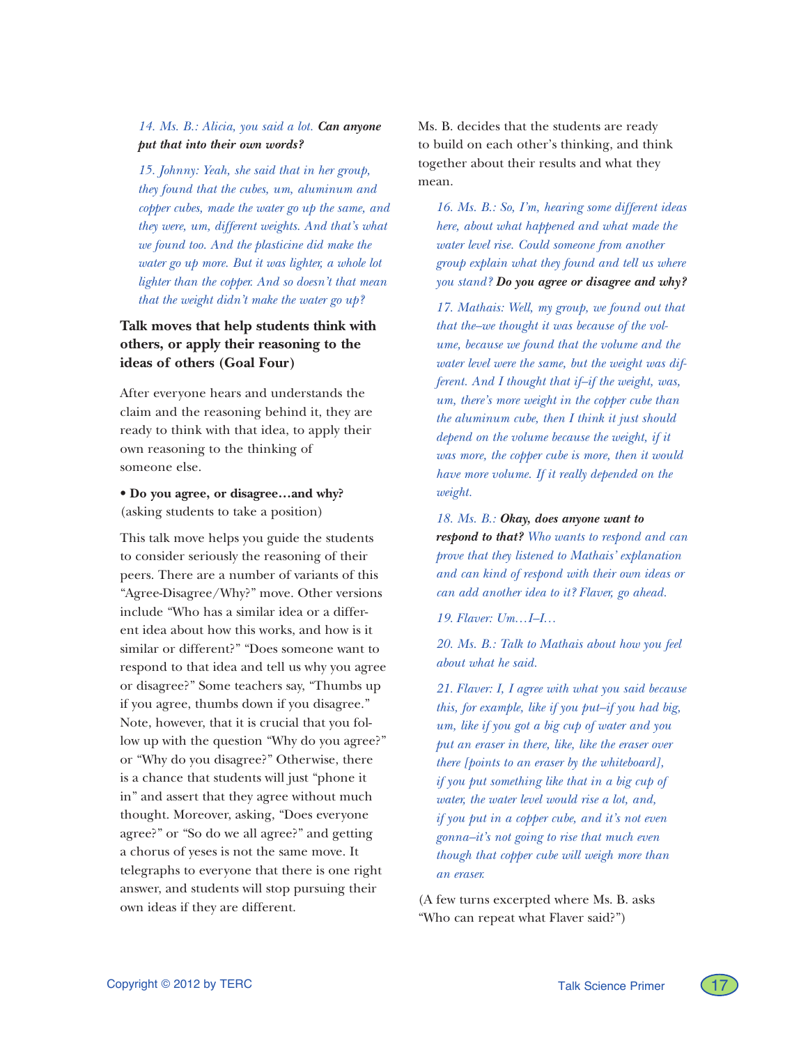*14. Ms. B.: Alicia, you said a lot.* ***Can anyone put that into their own words?***

*15. Johnny: Yeah, she said that in her group, they found that the cubes, um, aluminum and copper cubes, made the water go up the same, and they were, um, different weights. And that's what we found too. And the plasticine did make the water go up more. But it was lighter, a whole lot lighter than the copper. And so doesn't that mean that the weight didn't make the water go up?*

### Talk moves that help students think with others, or apply their reasoning to the ideas of others (Goal Four)

After everyone hears and understands the claim and the reasoning behind it, they are ready to think with that idea, to apply their own reasoning to the thinking of someone else.

- **Do you agree, or disagree…and why?** (asking students to take a position)

This talk move helps you guide the students to consider seriously the reasoning of their peers. There are a number of variants of this "Agree-Disagree/Why?" move. Other versions include "Who has a similar idea or a different idea about how this works, and how is it similar or different?" "Does someone want to respond to that idea and tell us why you agree or disagree?" Some teachers say, "Thumbs up if you agree, thumbs down if you disagree." Note, however, that it is crucial that you follow up with the question "Why do you agree?" or "Why do you disagree?" Otherwise, there is a chance that students will just "phone it in" and assert that they agree without much thought. Moreover, asking, "Does everyone agree?" or "So do we all agree?" and getting a chorus of yeses is not the same move. It telegraphs to everyone that there is one right answer, and students will stop pursuing their own ideas if they are different.

Ms. B. decides that the students are ready to build on each other's thinking, and think together about their results and what they mean.

*16. Ms. B.: So, I'm, hearing some different ideas here, about what happened and what made the water level rise. Could someone from another group explain what they found and tell us where you stand?* ***Do you agree or disagree and why?***

*17. Mathais: Well, my group, we found out that that the–we thought it was because of the volume, because we found that the volume and the water level were the same, but the weight was different. And I thought that if–if the weight, was, um, there's more weight in the copper cube than the aluminum cube, then I think it just should depend on the volume because the weight, if it was more, the copper cube is more, then it would have more volume. If it really depended on the weight.*

*18. Ms. B.:* ***Okay, does anyone want to respond to that?*** *Who wants to respond and can prove that they listened to Mathais' explanation and can kind of respond with their own ideas or can add another idea to it? Flaver, go ahead.*

*19. Flaver: Um…I–I…*

*20. Ms. B.: Talk to Mathais about how you feel about what he said.*

*21. Flaver: I, I agree with what you said because this, for example, like if you put–if you had big, um, like if you got a big cup of water and you put an eraser in there, like, like the eraser over there [points to an eraser by the whiteboard], if you put something like that in a big cup of water, the water level would rise a lot, and, if you put in a copper cube, and it's not even gonna–it's not going to rise that much even though that copper cube will weigh more than an eraser.*

(A few turns excerpted where Ms. B. asks "Who can repeat what Flaver said?")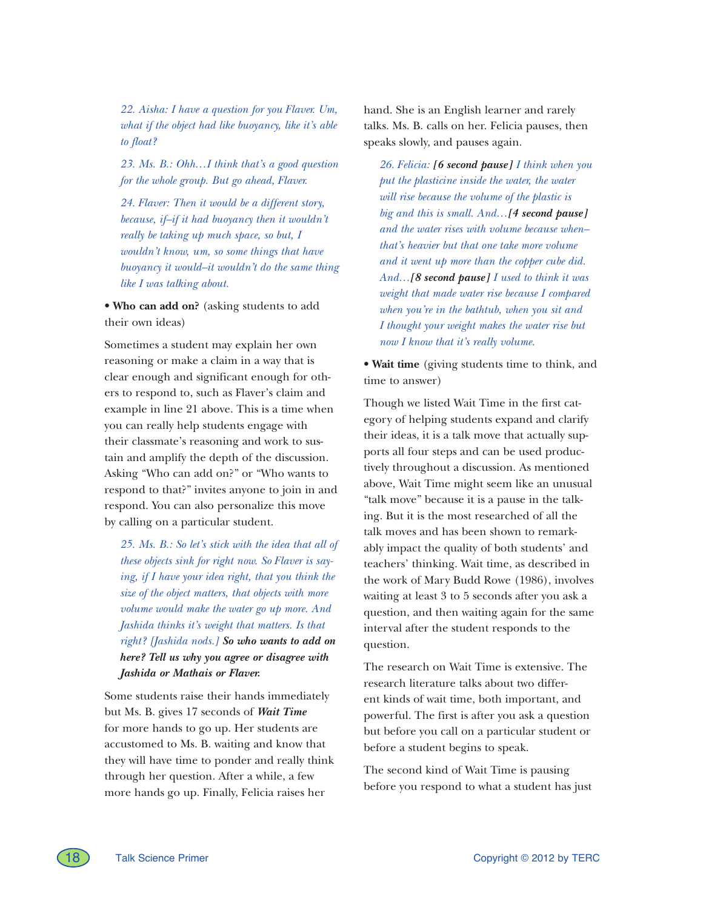*22. Aisha: I have a question for you Flaver. Um, what if the object had like buoyancy, like it's able to float?*

*23. Ms. B.: Ohh…I think that's a good question for the whole group. But go ahead, Flaver.*

*24. Flaver: Then it would be a different story, because, if–if it had buoyancy then it wouldn't really be taking up much space, so but, I wouldn't know, um, so some things that have buoyancy it would–it wouldn't do the same thing like I was talking about.*

• **Who can add on?** (asking students to add their own ideas)

Sometimes a student may explain her own reasoning or make a claim in a way that is clear enough and significant enough for others to respond to, such as Flaver's claim and example in line 21 above. This is a time when you can really help students engage with their classmate's reasoning and work to sustain and amplify the depth of the discussion. Asking "Who can add on?" or "Who wants to respond to that?" invites anyone to join in and respond. You can also personalize this move by calling on a particular student.

*25. Ms. B.: So let's stick with the idea that all of these objects sink for right now. So Flaver is saying, if I have your idea right, that you think the size of the object matters, that objects with more volume would make the water go up more. And Jashida thinks it's weight that matters. Is that right? [Jashida nods.]* ***So who wants to add on here? Tell us why you agree or disagree with Jashida or Mathais or Flaver.***

Some students raise their hands immediately but Ms. B. gives 17 seconds of ***Wait Time*** for more hands to go up. Her students are accustomed to Ms. B. waiting and know that they will have time to ponder and really think through her question. After a while, a few more hands go up. Finally, Felicia raises her hand. She is an English learner and rarely talks. Ms. B. calls on her. Felicia pauses, then speaks slowly, and pauses again.

*26. Felicia:* ***[6 second pause]*** *I think when you put the plasticine inside the water, the water will rise because the volume of the plastic is big and this is small. And…* ***[4 second pause]*** *and the water rises with volume because when–that's heavier but that one take more volume and it went up more than the copper cube did. And…* ***[8 second pause]*** *I used to think it was weight that made water rise because I compared when you're in the bathtub, when you sit and I thought your weight makes the water rise but now I know that it's really volume.*

• **Wait time** (giving students time to think, and time to answer)

Though we listed Wait Time in the first category of helping students expand and clarify their ideas, it is a talk move that actually supports all four steps and can be used productively throughout a discussion. As mentioned above, Wait Time might seem like an unusual "talk move" because it is a pause in the talking. But it is the most researched of all the talk moves and has been shown to remarkably impact the quality of both students' and teachers' thinking. Wait time, as described in the work of Mary Budd Rowe (1986), involves waiting at least 3 to 5 seconds after you ask a question, and then waiting again for the same interval after the student responds to the question.

The research on Wait Time is extensive. The research literature talks about two different kinds of wait time, both important, and powerful. The first is after you ask a question but before you call on a particular student or before a student begins to speak.

The second kind of Wait Time is pausing before you respond to what a student has just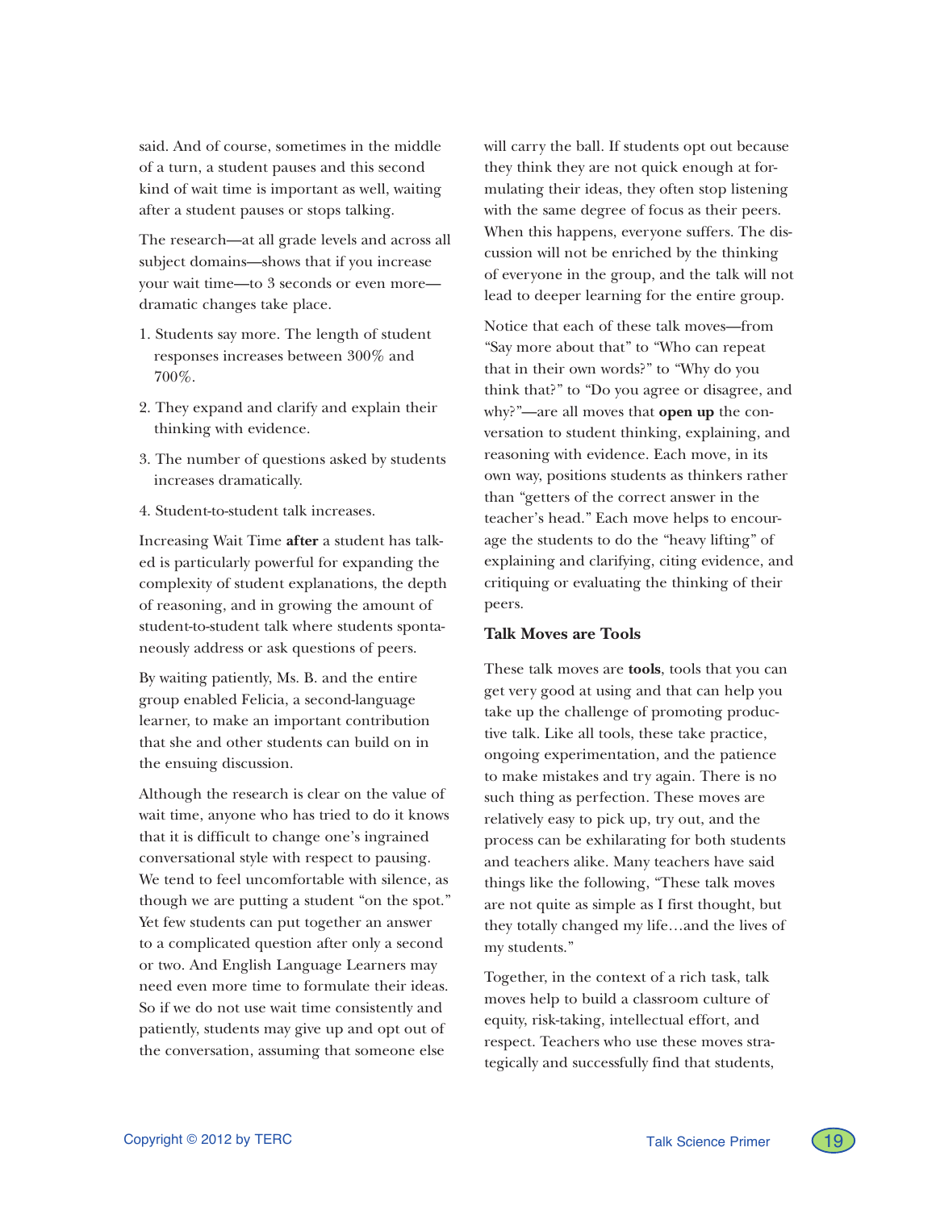said. And of course, sometimes in the middle of a turn, a student pauses and this second kind of wait time is important as well, waiting after a student pauses or stops talking.

The research—at all grade levels and across all subject domains—shows that if you increase your wait time—to 3 seconds or even more—dramatic changes take place.

1. Students say more. The length of student responses increases between 300% and 700%.
2. They expand and clarify and explain their thinking with evidence.
3. The number of questions asked by students increases dramatically.
4. Student-to-student talk increases.

Increasing Wait Time **after** a student has talked is particularly powerful for expanding the complexity of student explanations, the depth of reasoning, and in growing the amount of student-to-student talk where students spontaneously address or ask questions of peers.

By waiting patiently, Ms. B. and the entire group enabled Felicia, a second-language learner, to make an important contribution that she and other students can build on in the ensuing discussion.

Although the research is clear on the value of wait time, anyone who has tried to do it knows that it is difficult to change one's ingrained conversational style with respect to pausing. We tend to feel uncomfortable with silence, as though we are putting a student "on the spot." Yet few students can put together an answer to a complicated question after only a second or two. And English Language Learners may need even more time to formulate their ideas. So if we do not use wait time consistently and patiently, students may give up and opt out of the conversation, assuming that someone else will carry the ball. If students opt out because they think they are not quick enough at formulating their ideas, they often stop listening with the same degree of focus as their peers. When this happens, everyone suffers. The discussion will not be enriched by the thinking of everyone in the group, and the talk will not lead to deeper learning for the entire group.

Notice that each of these talk moves—from "Say more about that" to "Who can repeat that in their own words?" to "Why do you think that?" to "Do you agree or disagree, and why?"—are all moves that **open up** the conversation to student thinking, explaining, and reasoning with evidence. Each move, in its own way, positions students as thinkers rather than "getters of the correct answer in the teacher's head." Each move helps to encourage the students to do the "heavy lifting" of explaining and clarifying, citing evidence, and critiquing or evaluating the thinking of their peers.

### Talk Moves are Tools

These talk moves are **tools**, tools that you can get very good at using and that can help you take up the challenge of promoting productive talk. Like all tools, these take practice, ongoing experimentation, and the patience to make mistakes and try again. There is no such thing as perfection. These moves are relatively easy to pick up, try out, and the process can be exhilarating for both students and teachers alike. Many teachers have said things like the following, "These talk moves are not quite as simple as I first thought, but they totally changed my life…and the lives of my students."

Together, in the context of a rich task, talk moves help to build a classroom culture of equity, risk-taking, intellectual effort, and respect. Teachers who use these moves strategically and successfully find that students,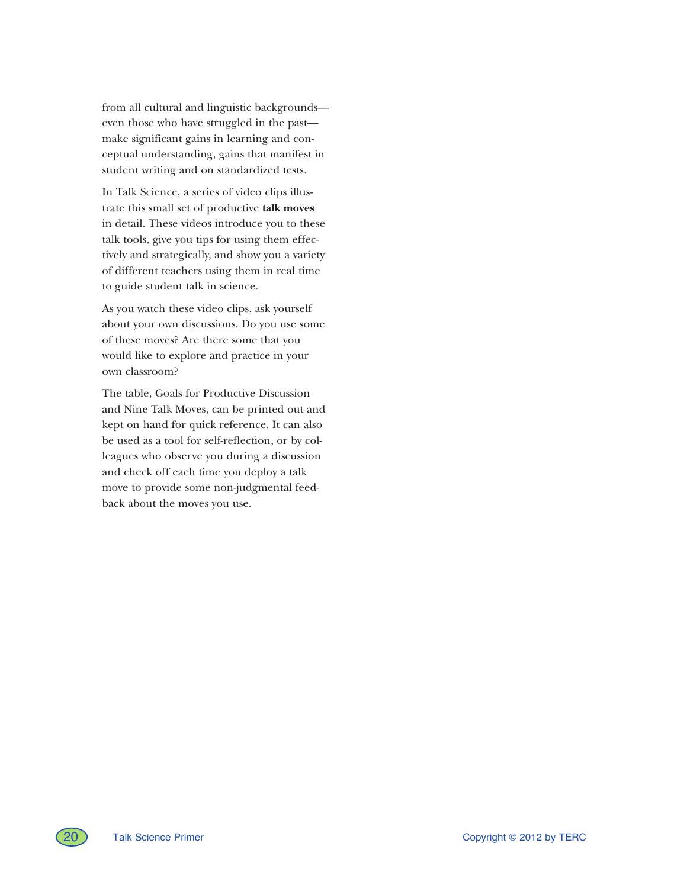from all cultural and linguistic backgrounds—even those who have struggled in the past—make significant gains in learning and conceptual understanding, gains that manifest in student writing and on standardized tests.

In Talk Science, a series of video clips illustrate this small set of productive **talk moves** in detail. These videos introduce you to these talk tools, give you tips for using them effectively and strategically, and show you a variety of different teachers using them in real time to guide student talk in science.

As you watch these video clips, ask yourself about your own discussions. Do you use some of these moves? Are there some that you would like to explore and practice in your own classroom?

The table, Goals for Productive Discussion and Nine Talk Moves, can be printed out and kept on hand for quick reference. It can also be used as a tool for self-reflection, or by colleagues who observe you during a discussion and check off each time you deploy a talk move to provide some non-judgmental feedback about the moves you use.